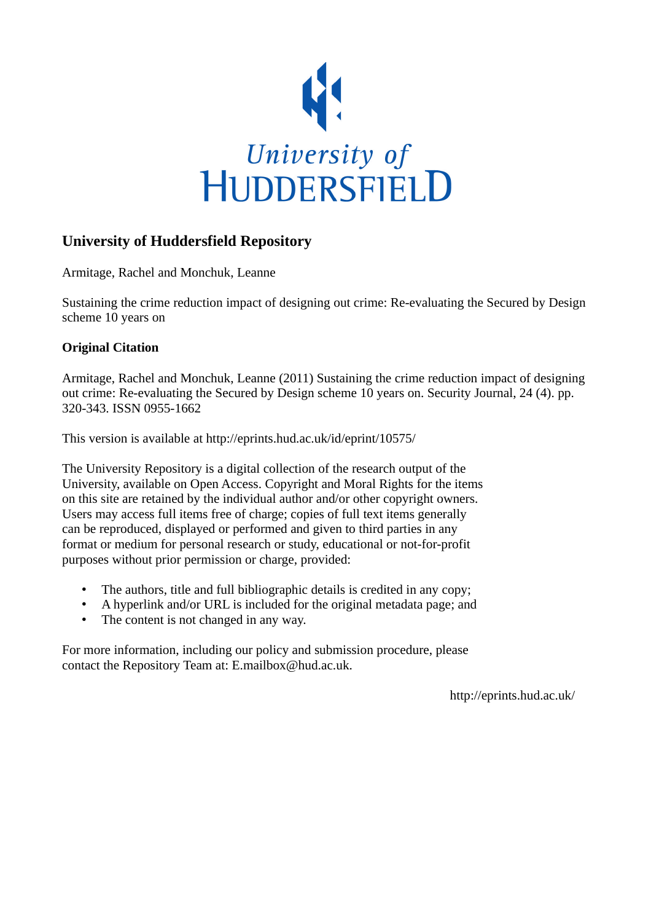University of
HUDDERSFIELD

# University of Huddersfield Repository

Armitage, Rachel and Monchuk, Leanne

Sustaining the crime reduction impact of designing out crime: Re-evaluating the Secured by Design scheme 10 years on

## Original Citation

Armitage, Rachel and Monchuk, Leanne (2011) Sustaining the crime reduction impact of designing out crime: Re-evaluating the Secured by Design scheme 10 years on. Security Journal, 24 (4). pp. 320-343. ISSN 0955-1662

This version is available at http://eprints.hud.ac.uk/id/eprint/10575/

The University Repository is a digital collection of the research output of the University, available on Open Access. Copyright and Moral Rights for the items on this site are retained by the individual author and/or other copyright owners. Users may access full items free of charge; copies of full text items generally can be reproduced, displayed or performed and given to third parties in any format or medium for personal research or study, educational or not-for-profit purposes without prior permission or charge, provided:

- The authors, title and full bibliographic details is credited in any copy;
- A hyperlink and/or URL is included for the original metadata page; and
- The content is not changed in any way.

For more information, including our policy and submission procedure, please contact the Repository Team at: E.mailbox@hud.ac.uk.

http://eprints.hud.ac.uk/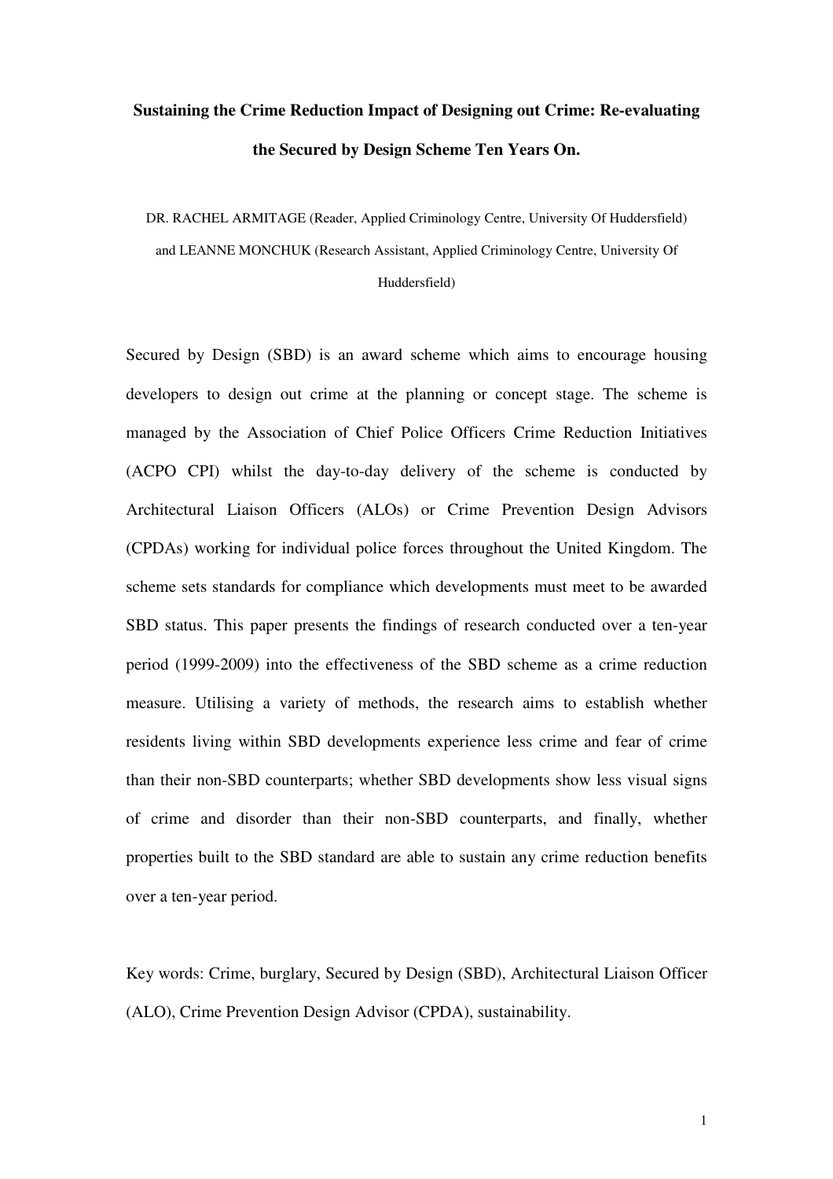**Sustaining the Crime Reduction Impact of Designing out Crime: Re-evaluating the Secured by Design Scheme Ten Years On.**

DR. RACHEL ARMITAGE (Reader, Applied Criminology Centre, University Of Huddersfield) and LEANNE MONCHUK (Research Assistant, Applied Criminology Centre, University Of Huddersfield)

Secured by Design (SBD) is an award scheme which aims to encourage housing developers to design out crime at the planning or concept stage. The scheme is managed by the Association of Chief Police Officers Crime Reduction Initiatives (ACPO CPI) whilst the day-to-day delivery of the scheme is conducted by Architectural Liaison Officers (ALOs) or Crime Prevention Design Advisors (CPDAs) working for individual police forces throughout the United Kingdom. The scheme sets standards for compliance which developments must meet to be awarded SBD status. This paper presents the findings of research conducted over a ten-year period (1999-2009) into the effectiveness of the SBD scheme as a crime reduction measure. Utilising a variety of methods, the research aims to establish whether residents living within SBD developments experience less crime and fear of crime than their non-SBD counterparts; whether SBD developments show less visual signs of crime and disorder than their non-SBD counterparts, and finally, whether properties built to the SBD standard are able to sustain any crime reduction benefits over a ten-year period.

Key words: Crime, burglary, Secured by Design (SBD), Architectural Liaison Officer (ALO), Crime Prevention Design Advisor (CPDA), sustainability.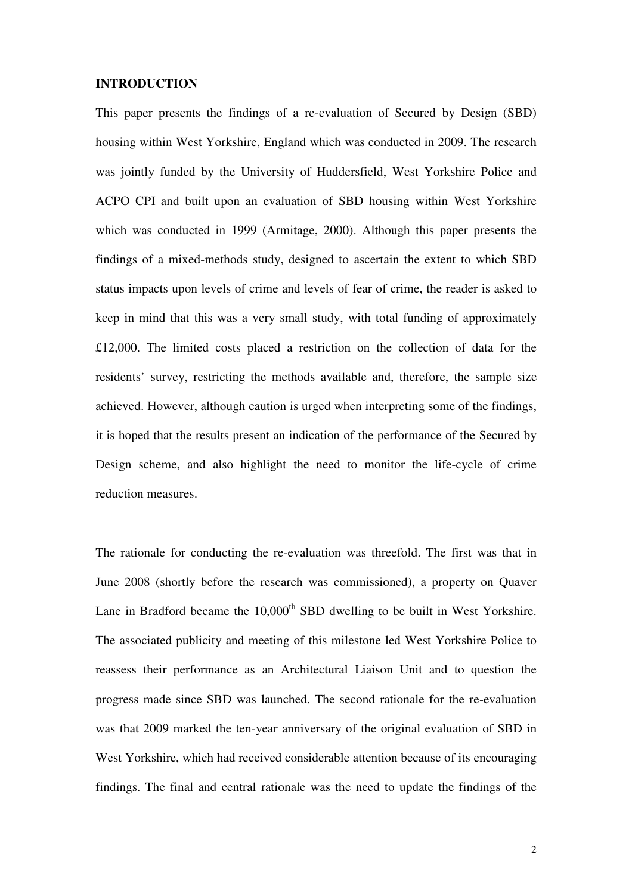## INTRODUCTION

This paper presents the findings of a re-evaluation of Secured by Design (SBD) housing within West Yorkshire, England which was conducted in 2009. The research was jointly funded by the University of Huddersfield, West Yorkshire Police and ACPO CPI and built upon an evaluation of SBD housing within West Yorkshire which was conducted in 1999 (Armitage, 2000). Although this paper presents the findings of a mixed-methods study, designed to ascertain the extent to which SBD status impacts upon levels of crime and levels of fear of crime, the reader is asked to keep in mind that this was a very small study, with total funding of approximately £12,000. The limited costs placed a restriction on the collection of data for the residents' survey, restricting the methods available and, therefore, the sample size achieved. However, although caution is urged when interpreting some of the findings, it is hoped that the results present an indication of the performance of the Secured by Design scheme, and also highlight the need to monitor the life-cycle of crime reduction measures.

The rationale for conducting the re-evaluation was threefold. The first was that in June 2008 (shortly before the research was commissioned), a property on Quaver Lane in Bradford became the 10,000th SBD dwelling to be built in West Yorkshire. The associated publicity and meeting of this milestone led West Yorkshire Police to reassess their performance as an Architectural Liaison Unit and to question the progress made since SBD was launched. The second rationale for the re-evaluation was that 2009 marked the ten-year anniversary of the original evaluation of SBD in West Yorkshire, which had received considerable attention because of its encouraging findings. The final and central rationale was the need to update the findings of the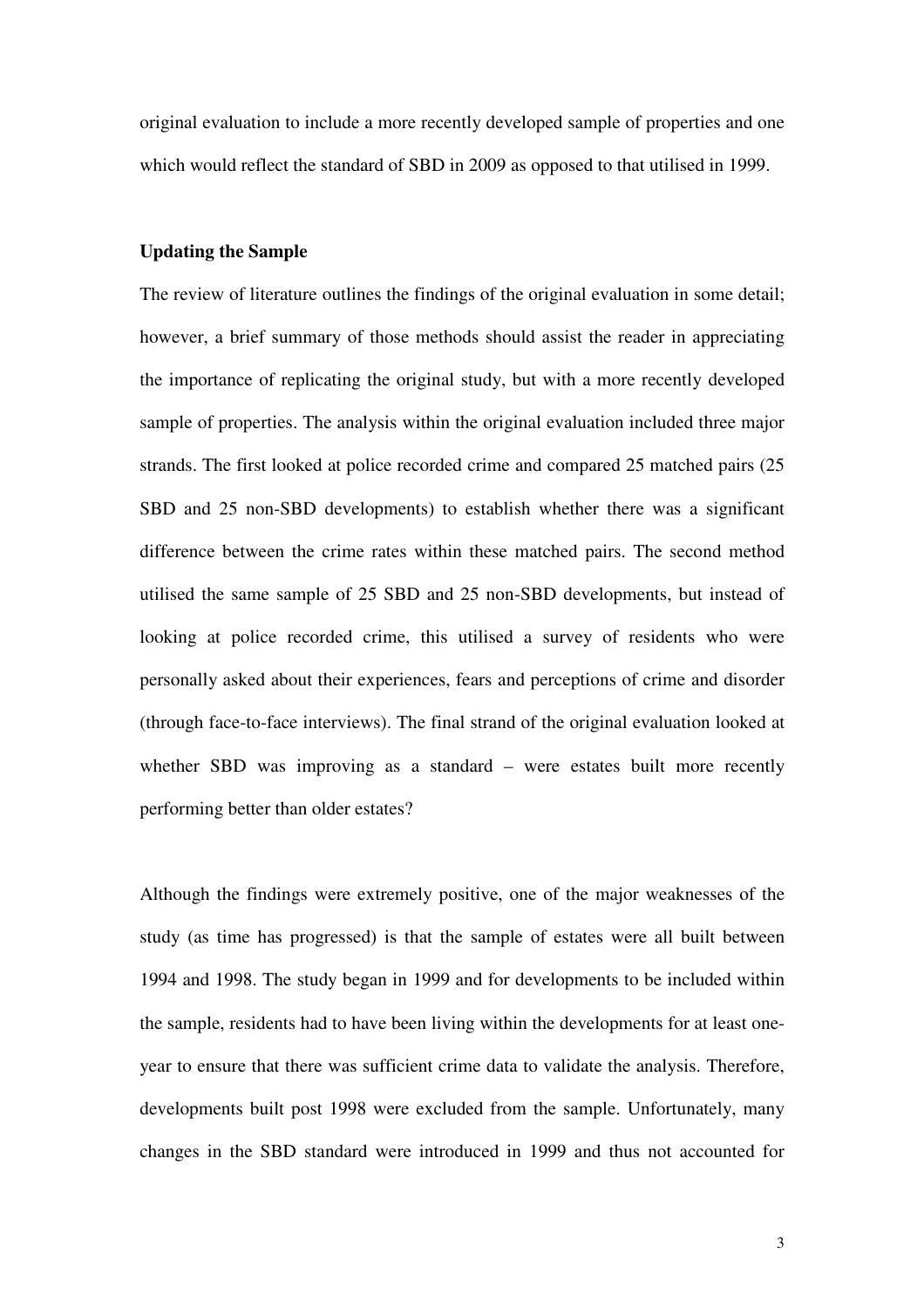original evaluation to include a more recently developed sample of properties and one which would reflect the standard of SBD in 2009 as opposed to that utilised in 1999.

**Updating the Sample**

The review of literature outlines the findings of the original evaluation in some detail; however, a brief summary of those methods should assist the reader in appreciating the importance of replicating the original study, but with a more recently developed sample of properties. The analysis within the original evaluation included three major strands. The first looked at police recorded crime and compared 25 matched pairs (25 SBD and 25 non-SBD developments) to establish whether there was a significant difference between the crime rates within these matched pairs. The second method utilised the same sample of 25 SBD and 25 non-SBD developments, but instead of looking at police recorded crime, this utilised a survey of residents who were personally asked about their experiences, fears and perceptions of crime and disorder (through face-to-face interviews). The final strand of the original evaluation looked at whether SBD was improving as a standard – were estates built more recently performing better than older estates?

Although the findings were extremely positive, one of the major weaknesses of the study (as time has progressed) is that the sample of estates were all built between 1994 and 1998. The study began in 1999 and for developments to be included within the sample, residents had to have been living within the developments for at least one-year to ensure that there was sufficient crime data to validate the analysis. Therefore, developments built post 1998 were excluded from the sample. Unfortunately, many changes in the SBD standard were introduced in 1999 and thus not accounted for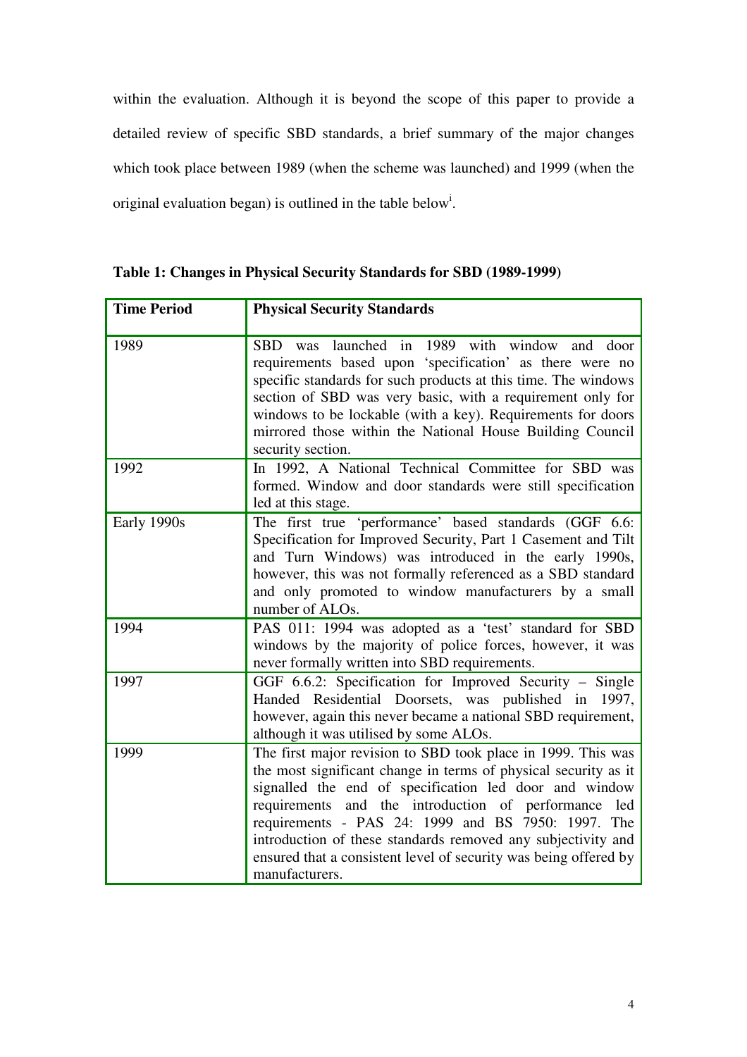within the evaluation. Although it is beyond the scope of this paper to provide a detailed review of specific SBD standards, a brief summary of the major changes which took place between 1989 (when the scheme was launched) and 1999 (when the original evaluation began) is outlined in the table below[i].

**Table 1: Changes in Physical Security Standards for SBD (1989-1999)**

| Time Period | Physical Security Standards |
|---|---|
| 1989 | SBD was launched in 1989 with window and door requirements based upon 'specification' as there were no specific standards for such products at this time. The windows section of SBD was very basic, with a requirement only for windows to be lockable (with a key). Requirements for doors mirrored those within the National House Building Council security section. |
| 1992 | In 1992, A National Technical Committee for SBD was formed. Window and door standards were still specification led at this stage. |
| Early 1990s | The first true 'performance' based standards (GGF 6.6: Specification for Improved Security, Part 1 Casement and Tilt and Turn Windows) was introduced in the early 1990s, however, this was not formally referenced as a SBD standard and only promoted to window manufacturers by a small number of ALOs. |
| 1994 | PAS 011: 1994 was adopted as a 'test' standard for SBD windows by the majority of police forces, however, it was never formally written into SBD requirements. |
| 1997 | GGF 6.6.2: Specification for Improved Security – Single Handed Residential Doorsets, was published in 1997, however, again this never became a national SBD requirement, although it was utilised by some ALOs. |
| 1999 | The first major revision to SBD took place in 1999. This was the most significant change in terms of physical security as it signalled the end of specification led door and window requirements and the introduction of performance led requirements - PAS 24: 1999 and BS 7950: 1997. The introduction of these standards removed any subjectivity and ensured that a consistent level of security was being offered by manufacturers. |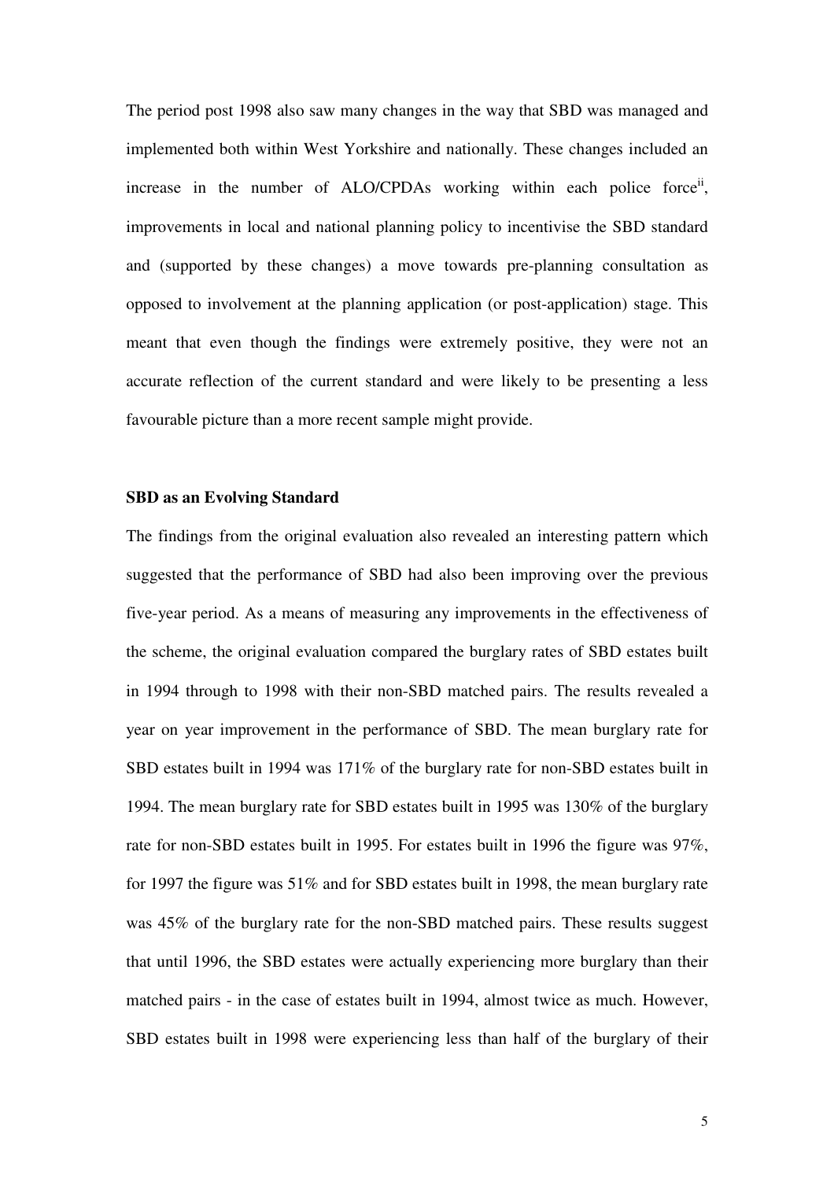The period post 1998 also saw many changes in the way that SBD was managed and implemented both within West Yorkshire and nationally. These changes included an increase in the number of ALO/CPDAs working within each police force[ii], improvements in local and national planning policy to incentivise the SBD standard and (supported by these changes) a move towards pre-planning consultation as opposed to involvement at the planning application (or post-application) stage. This meant that even though the findings were extremely positive, they were not an accurate reflection of the current standard and were likely to be presenting a less favourable picture than a more recent sample might provide.

**SBD as an Evolving Standard**

The findings from the original evaluation also revealed an interesting pattern which suggested that the performance of SBD had also been improving over the previous five-year period. As a means of measuring any improvements in the effectiveness of the scheme, the original evaluation compared the burglary rates of SBD estates built in 1994 through to 1998 with their non-SBD matched pairs. The results revealed a year on year improvement in the performance of SBD. The mean burglary rate for SBD estates built in 1994 was 171% of the burglary rate for non-SBD estates built in 1994. The mean burglary rate for SBD estates built in 1995 was 130% of the burglary rate for non-SBD estates built in 1995. For estates built in 1996 the figure was 97%, for 1997 the figure was 51% and for SBD estates built in 1998, the mean burglary rate was 45% of the burglary rate for the non-SBD matched pairs. These results suggest that until 1996, the SBD estates were actually experiencing more burglary than their matched pairs - in the case of estates built in 1994, almost twice as much. However, SBD estates built in 1998 were experiencing less than half of the burglary of their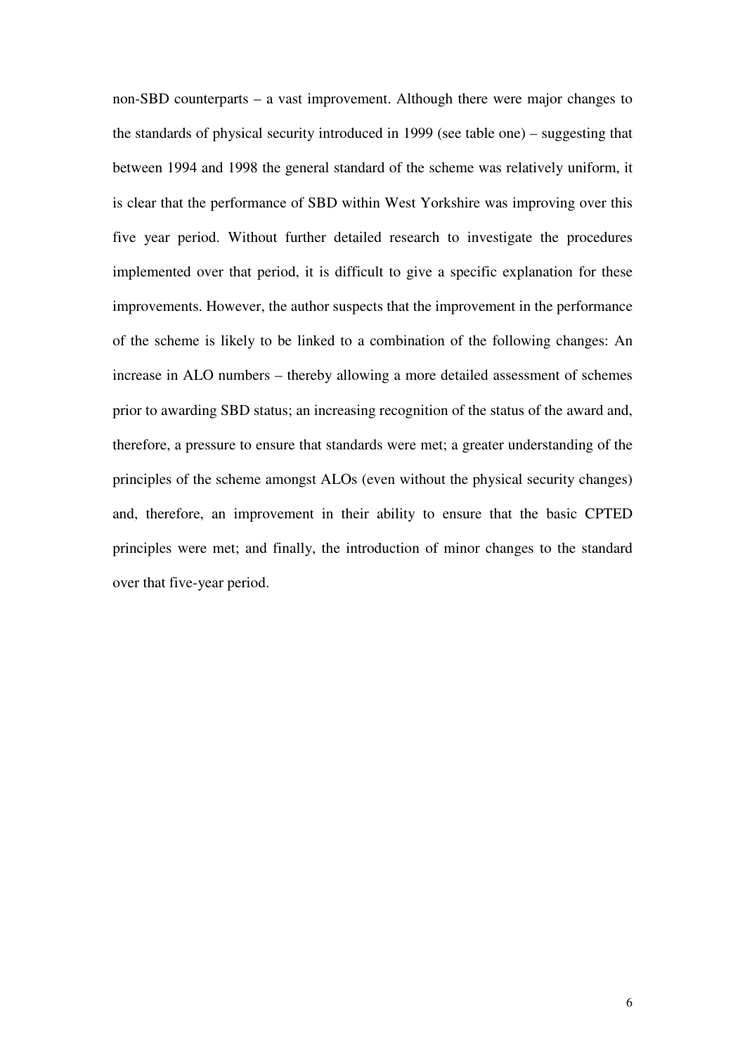non-SBD counterparts – a vast improvement. Although there were major changes to the standards of physical security introduced in 1999 (see table one) – suggesting that between 1994 and 1998 the general standard of the scheme was relatively uniform, it is clear that the performance of SBD within West Yorkshire was improving over this five year period. Without further detailed research to investigate the procedures implemented over that period, it is difficult to give a specific explanation for these improvements. However, the author suspects that the improvement in the performance of the scheme is likely to be linked to a combination of the following changes: An increase in ALO numbers – thereby allowing a more detailed assessment of schemes prior to awarding SBD status; an increasing recognition of the status of the award and, therefore, a pressure to ensure that standards were met; a greater understanding of the principles of the scheme amongst ALOs (even without the physical security changes) and, therefore, an improvement in their ability to ensure that the basic CPTED principles were met; and finally, the introduction of minor changes to the standard over that five-year period.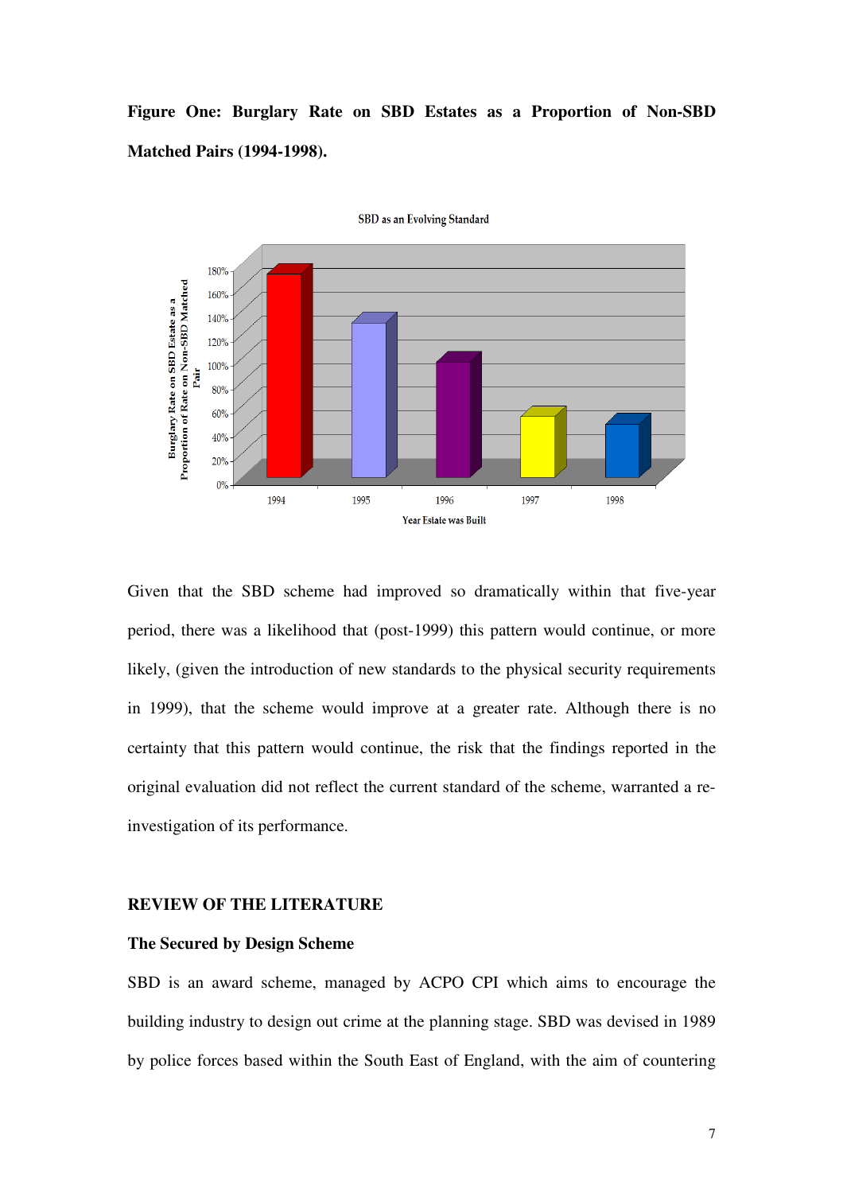**Figure One: Burglary Rate on SBD Estates as a Proportion of Non-SBD Matched Pairs (1994-1998).**

Given that the SBD scheme had improved so dramatically within that five-year period, there was a likelihood that (post-1999) this pattern would continue, or more likely, (given the introduction of new standards to the physical security requirements in 1999), that the scheme would improve at a greater rate. Although there is no certainty that this pattern would continue, the risk that the findings reported in the original evaluation did not reflect the current standard of the scheme, warranted a re-investigation of its performance.

## REVIEW OF THE LITERATURE

### The Secured by Design Scheme

SBD is an award scheme, managed by ACPO CPI which aims to encourage the building industry to design out crime at the planning stage. SBD was devised in 1989 by police forces based within the South East of England, with the aim of countering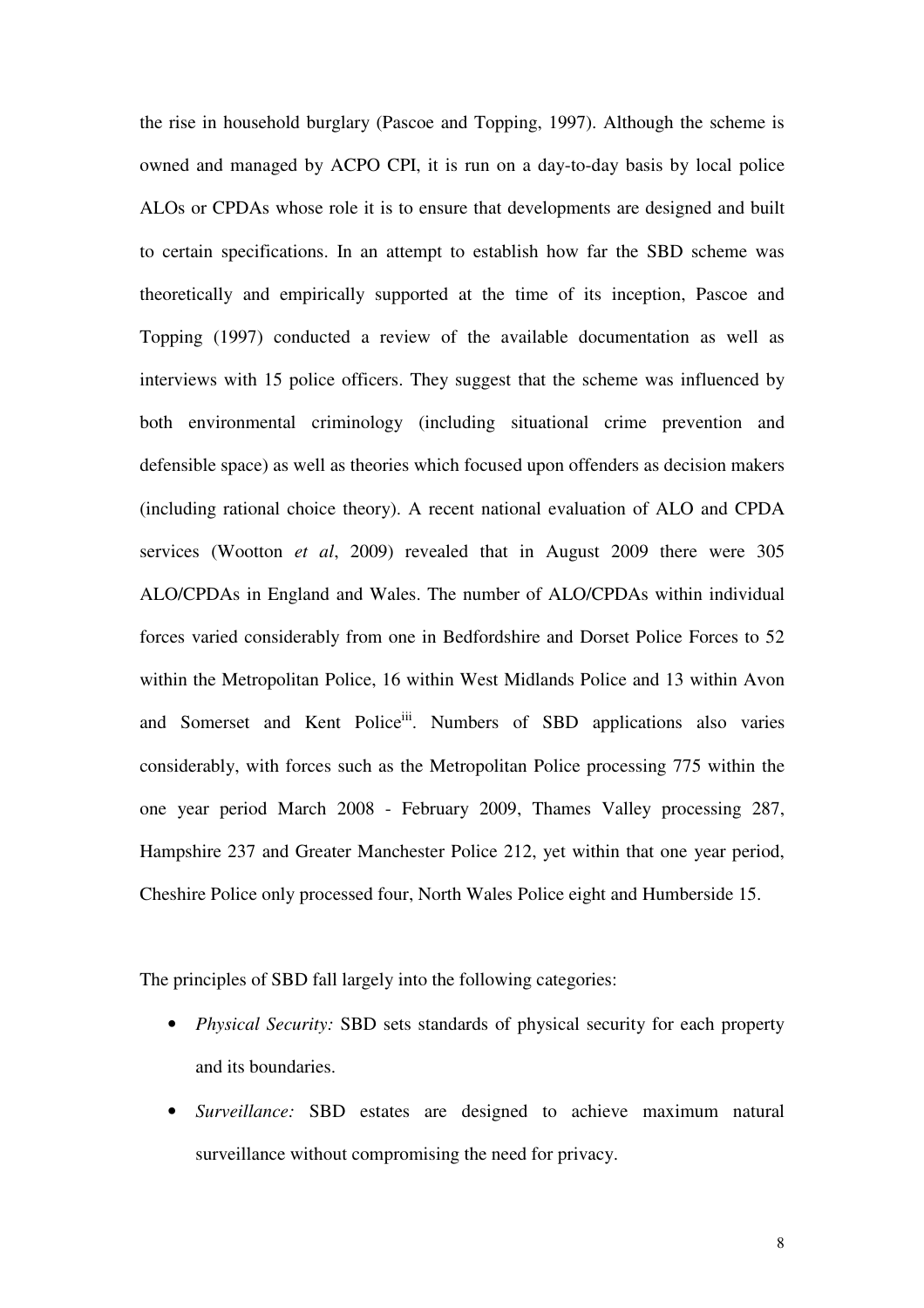the rise in household burglary (Pascoe and Topping, 1997). Although the scheme is owned and managed by ACPO CPI, it is run on a day-to-day basis by local police ALOs or CPDAs whose role it is to ensure that developments are designed and built to certain specifications. In an attempt to establish how far the SBD scheme was theoretically and empirically supported at the time of its inception, Pascoe and Topping (1997) conducted a review of the available documentation as well as interviews with 15 police officers. They suggest that the scheme was influenced by both environmental criminology (including situational crime prevention and defensible space) as well as theories which focused upon offenders as decision makers (including rational choice theory). A recent national evaluation of ALO and CPDA services (Wootton *et al*, 2009) revealed that in August 2009 there were 305 ALO/CPDAs in England and Wales. The number of ALO/CPDAs within individual forces varied considerably from one in Bedfordshire and Dorset Police Forces to 52 within the Metropolitan Police, 16 within West Midlands Police and 13 within Avon and Somerset and Kent Police[iii]. Numbers of SBD applications also varies considerably, with forces such as the Metropolitan Police processing 775 within the one year period March 2008 - February 2009, Thames Valley processing 287, Hampshire 237 and Greater Manchester Police 212, yet within that one year period, Cheshire Police only processed four, North Wales Police eight and Humberside 15.

The principles of SBD fall largely into the following categories:

- *Physical Security:* SBD sets standards of physical security for each property and its boundaries.
- *Surveillance:* SBD estates are designed to achieve maximum natural surveillance without compromising the need for privacy.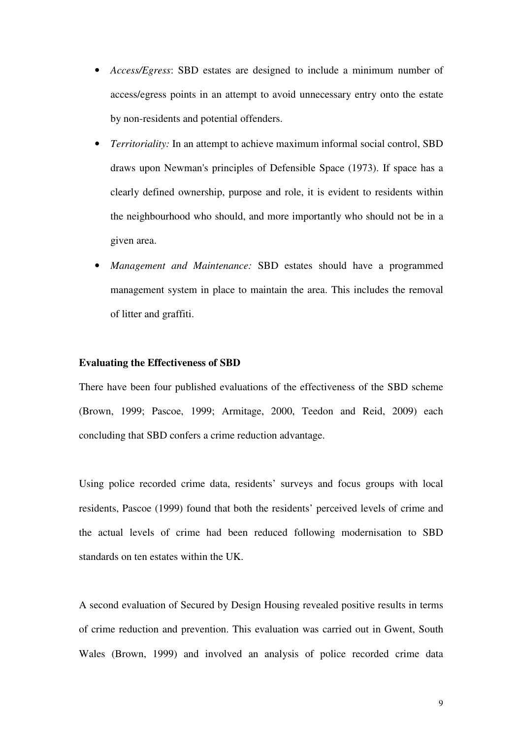- *Access/Egress*: SBD estates are designed to include a minimum number of access/egress points in an attempt to avoid unnecessary entry onto the estate by non-residents and potential offenders.
- *Territoriality:* In an attempt to achieve maximum informal social control, SBD draws upon Newman's principles of Defensible Space (1973). If space has a clearly defined ownership, purpose and role, it is evident to residents within the neighbourhood who should, and more importantly who should not be in a given area.
- *Management and Maintenance:* SBD estates should have a programmed management system in place to maintain the area. This includes the removal of litter and graffiti.

**Evaluating the Effectiveness of SBD**

There have been four published evaluations of the effectiveness of the SBD scheme (Brown, 1999; Pascoe, 1999; Armitage, 2000, Teedon and Reid, 2009) each concluding that SBD confers a crime reduction advantage.

Using police recorded crime data, residents' surveys and focus groups with local residents, Pascoe (1999) found that both the residents' perceived levels of crime and the actual levels of crime had been reduced following modernisation to SBD standards on ten estates within the UK.

A second evaluation of Secured by Design Housing revealed positive results in terms of crime reduction and prevention. This evaluation was carried out in Gwent, South Wales (Brown, 1999) and involved an analysis of police recorded crime data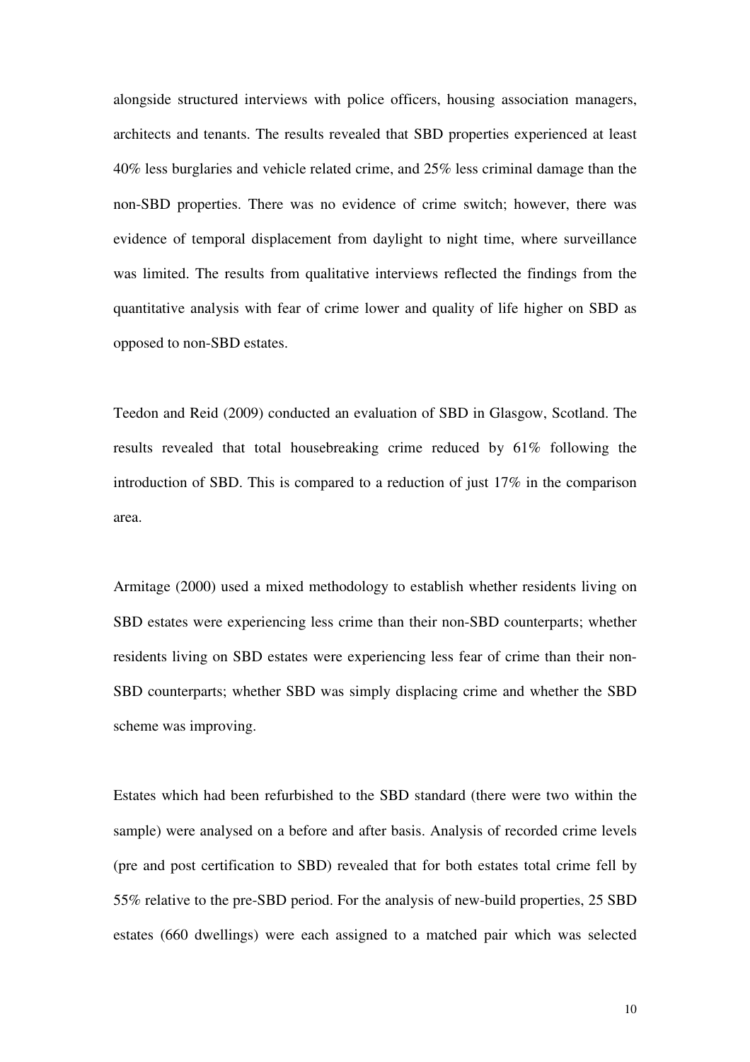alongside structured interviews with police officers, housing association managers, architects and tenants. The results revealed that SBD properties experienced at least 40% less burglaries and vehicle related crime, and 25% less criminal damage than the non-SBD properties. There was no evidence of crime switch; however, there was evidence of temporal displacement from daylight to night time, where surveillance was limited. The results from qualitative interviews reflected the findings from the quantitative analysis with fear of crime lower and quality of life higher on SBD as opposed to non-SBD estates.

Teedon and Reid (2009) conducted an evaluation of SBD in Glasgow, Scotland. The results revealed that total housebreaking crime reduced by 61% following the introduction of SBD. This is compared to a reduction of just 17% in the comparison area.

Armitage (2000) used a mixed methodology to establish whether residents living on SBD estates were experiencing less crime than their non-SBD counterparts; whether residents living on SBD estates were experiencing less fear of crime than their non-SBD counterparts; whether SBD was simply displacing crime and whether the SBD scheme was improving.

Estates which had been refurbished to the SBD standard (there were two within the sample) were analysed on a before and after basis. Analysis of recorded crime levels (pre and post certification to SBD) revealed that for both estates total crime fell by 55% relative to the pre-SBD period. For the analysis of new-build properties, 25 SBD estates (660 dwellings) were each assigned to a matched pair which was selected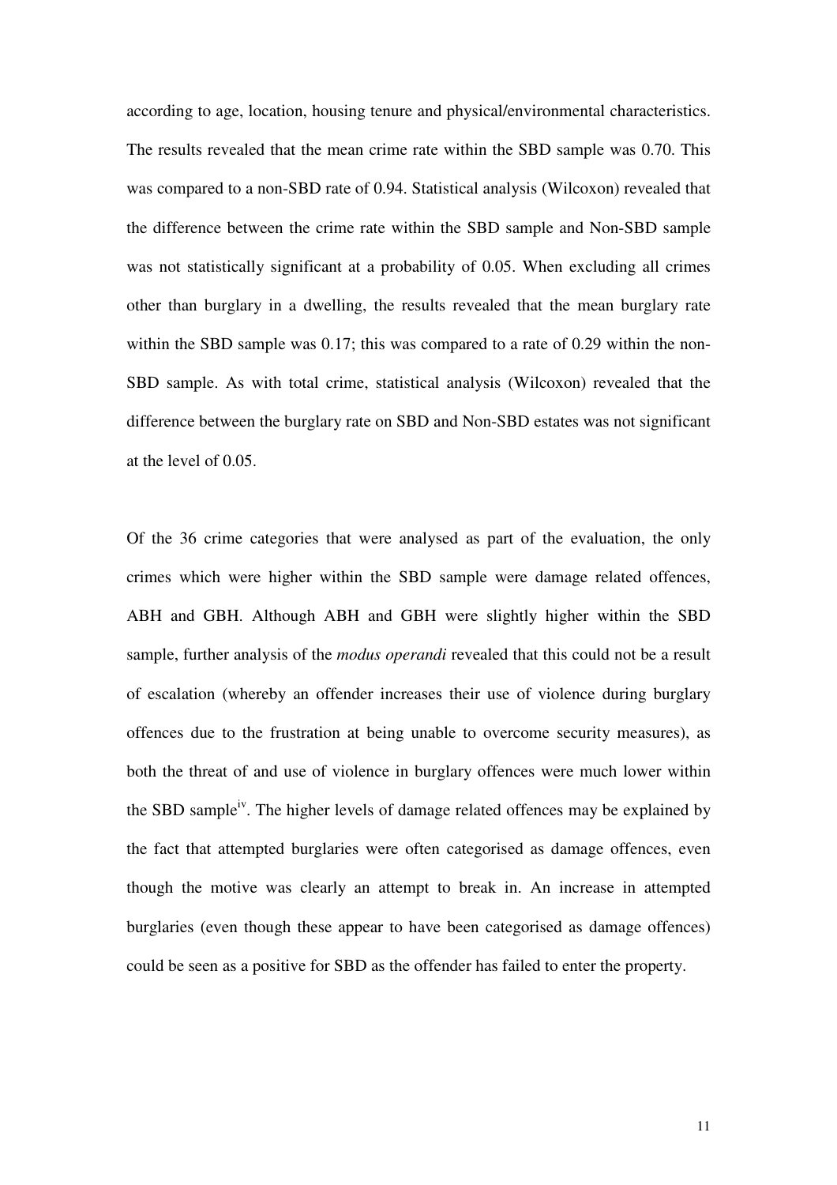according to age, location, housing tenure and physical/environmental characteristics. The results revealed that the mean crime rate within the SBD sample was 0.70. This was compared to a non-SBD rate of 0.94. Statistical analysis (Wilcoxon) revealed that the difference between the crime rate within the SBD sample and Non-SBD sample was not statistically significant at a probability of 0.05. When excluding all crimes other than burglary in a dwelling, the results revealed that the mean burglary rate within the SBD sample was 0.17; this was compared to a rate of 0.29 within the non-SBD sample. As with total crime, statistical analysis (Wilcoxon) revealed that the difference between the burglary rate on SBD and Non-SBD estates was not significant at the level of 0.05.

Of the 36 crime categories that were analysed as part of the evaluation, the only crimes which were higher within the SBD sample were damage related offences, ABH and GBH. Although ABH and GBH were slightly higher within the SBD sample, further analysis of the *modus operandi* revealed that this could not be a result of escalation (whereby an offender increases their use of violence during burglary offences due to the frustration at being unable to overcome security measures), as both the threat of and use of violence in burglary offences were much lower within the SBD sample[iv]. The higher levels of damage related offences may be explained by the fact that attempted burglaries were often categorised as damage offences, even though the motive was clearly an attempt to break in. An increase in attempted burglaries (even though these appear to have been categorised as damage offences) could be seen as a positive for SBD as the offender has failed to enter the property.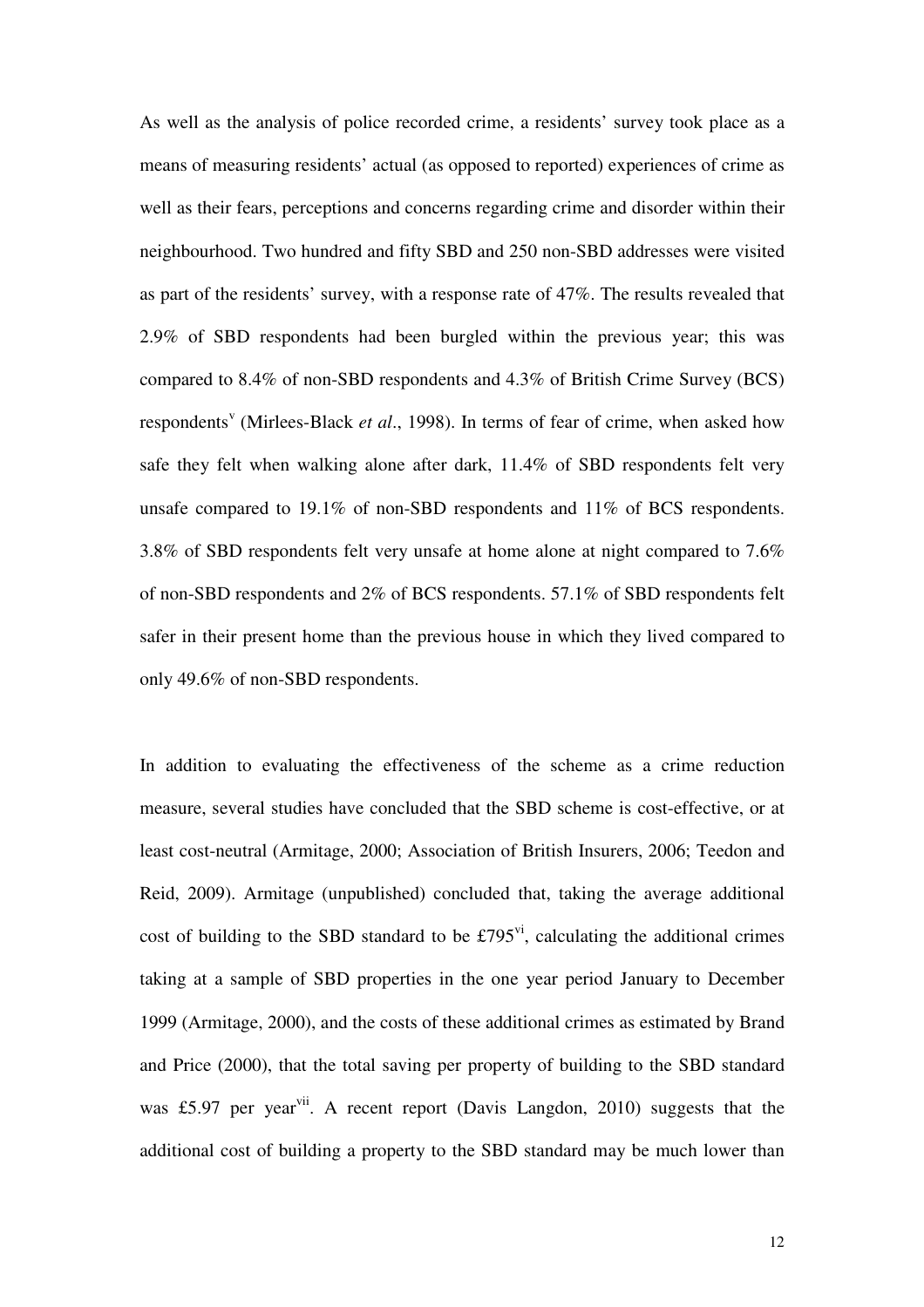As well as the analysis of police recorded crime, a residents' survey took place as a means of measuring residents' actual (as opposed to reported) experiences of crime as well as their fears, perceptions and concerns regarding crime and disorder within their neighbourhood. Two hundred and fifty SBD and 250 non-SBD addresses were visited as part of the residents' survey, with a response rate of 47%. The results revealed that 2.9% of SBD respondents had been burgled within the previous year; this was compared to 8.4% of non-SBD respondents and 4.3% of British Crime Survey (BCS) respondents[v] (Mirlees-Black *et al*., 1998). In terms of fear of crime, when asked how safe they felt when walking alone after dark, 11.4% of SBD respondents felt very unsafe compared to 19.1% of non-SBD respondents and 11% of BCS respondents. 3.8% of SBD respondents felt very unsafe at home alone at night compared to 7.6% of non-SBD respondents and 2% of BCS respondents. 57.1% of SBD respondents felt safer in their present home than the previous house in which they lived compared to only 49.6% of non-SBD respondents.

In addition to evaluating the effectiveness of the scheme as a crime reduction measure, several studies have concluded that the SBD scheme is cost-effective, or at least cost-neutral (Armitage, 2000; Association of British Insurers, 2006; Teedon and Reid, 2009). Armitage (unpublished) concluded that, taking the average additional cost of building to the SBD standard to be £795[vi], calculating the additional crimes taking at a sample of SBD properties in the one year period January to December 1999 (Armitage, 2000), and the costs of these additional crimes as estimated by Brand and Price (2000), that the total saving per property of building to the SBD standard was £5.97 per year[vii]. A recent report (Davis Langdon, 2010) suggests that the additional cost of building a property to the SBD standard may be much lower than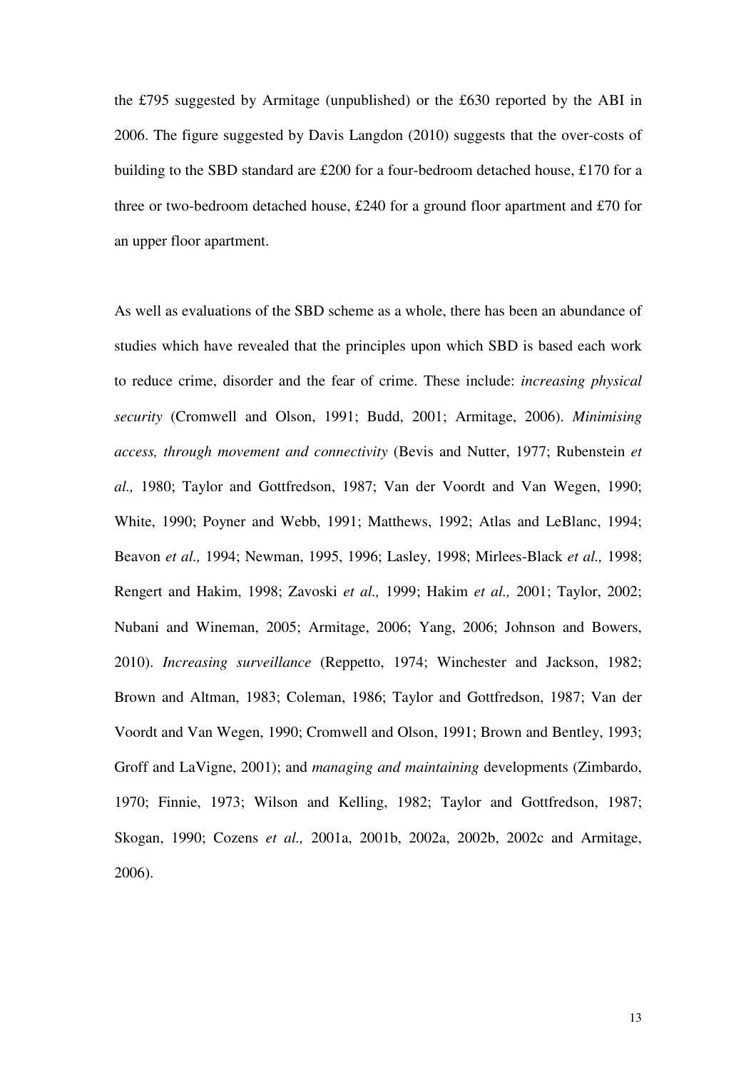the £795 suggested by Armitage (unpublished) or the £630 reported by the ABI in 2006. The figure suggested by Davis Langdon (2010) suggests that the over-costs of building to the SBD standard are £200 for a four-bedroom detached house, £170 for a three or two-bedroom detached house, £240 for a ground floor apartment and £70 for an upper floor apartment.

As well as evaluations of the SBD scheme as a whole, there has been an abundance of studies which have revealed that the principles upon which SBD is based each work to reduce crime, disorder and the fear of crime. These include: *increasing physical security* (Cromwell and Olson, 1991; Budd, 2001; Armitage, 2006). *Minimising access, through movement and connectivity* (Bevis and Nutter, 1977; Rubenstein *et al.,* 1980; Taylor and Gottfredson, 1987; Van der Voordt and Van Wegen, 1990; White, 1990; Poyner and Webb, 1991; Matthews, 1992; Atlas and LeBlanc, 1994; Beavon *et al.,* 1994; Newman, 1995, 1996; Lasley, 1998; Mirlees-Black *et al.,* 1998; Rengert and Hakim, 1998; Zavoski *et al.,* 1999; Hakim *et al.,* 2001; Taylor, 2002; Nubani and Wineman, 2005; Armitage, 2006; Yang, 2006; Johnson and Bowers, 2010). *Increasing surveillance* (Reppetto, 1974; Winchester and Jackson, 1982; Brown and Altman, 1983; Coleman, 1986; Taylor and Gottfredson, 1987; Van der Voordt and Van Wegen, 1990; Cromwell and Olson, 1991; Brown and Bentley, 1993; Groff and LaVigne, 2001); and *managing and maintaining* developments (Zimbardo, 1970; Finnie, 1973; Wilson and Kelling, 1982; Taylor and Gottfredson, 1987; Skogan, 1990; Cozens *et al.,* 2001a, 2001b, 2002a, 2002b, 2002c and Armitage, 2006).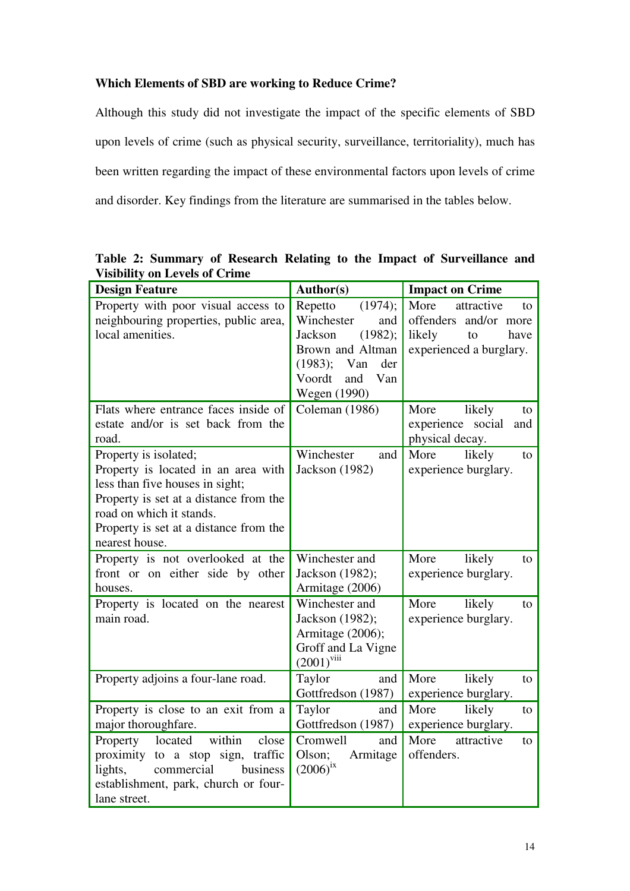**Which Elements of SBD are working to Reduce Crime?**

Although this study did not investigate the impact of the specific elements of SBD upon levels of crime (such as physical security, surveillance, territoriality), much has been written regarding the impact of these environmental factors upon levels of crime and disorder. Key findings from the literature are summarised in the tables below.

**Table 2: Summary of Research Relating to the Impact of Surveillance and Visibility on Levels of Crime**

| Design Feature | Author(s) | Impact on Crime |
|---|---|---|
| Property with poor visual access to neighbouring properties, public area, local amenities. | Repetto (1974); Winchester and Jackson (1982); Brown and Altman (1983); Van der Voordt and Van Wegen (1990) | More attractive to offenders and/or more likely to have experienced a burglary. |
| Flats where entrance faces inside of estate and/or is set back from the road. | Coleman (1986) | More likely to experience social and physical decay. |
| Property is isolated;<br>Property is located in an area with less than five houses in sight;<br>Property is set at a distance from the road on which it stands.<br>Property is set at a distance from the nearest house. | Winchester and Jackson (1982) | More likely to experience burglary. |
| Property is not overlooked at the front or on either side by other houses. | Winchester and Jackson (1982); Armitage (2006) | More likely to experience burglary. |
| Property is located on the nearest main road. | Winchester and Jackson (1982); Armitage (2006); Groff and La Vigne (2001)[viii] | More likely to experience burglary. |
| Property adjoins a four-lane road. | Taylor and Gottfredson (1987) | More likely to experience burglary. |
| Property is close to an exit from a major thoroughfare. | Taylor and Gottfredson (1987) | More likely to experience burglary. |
| Property located within close proximity to a stop sign, traffic lights, commercial business establishment, park, church or four-lane street. | Cromwell and Olson; Armitage (2006)[ix] | More attractive to offenders. |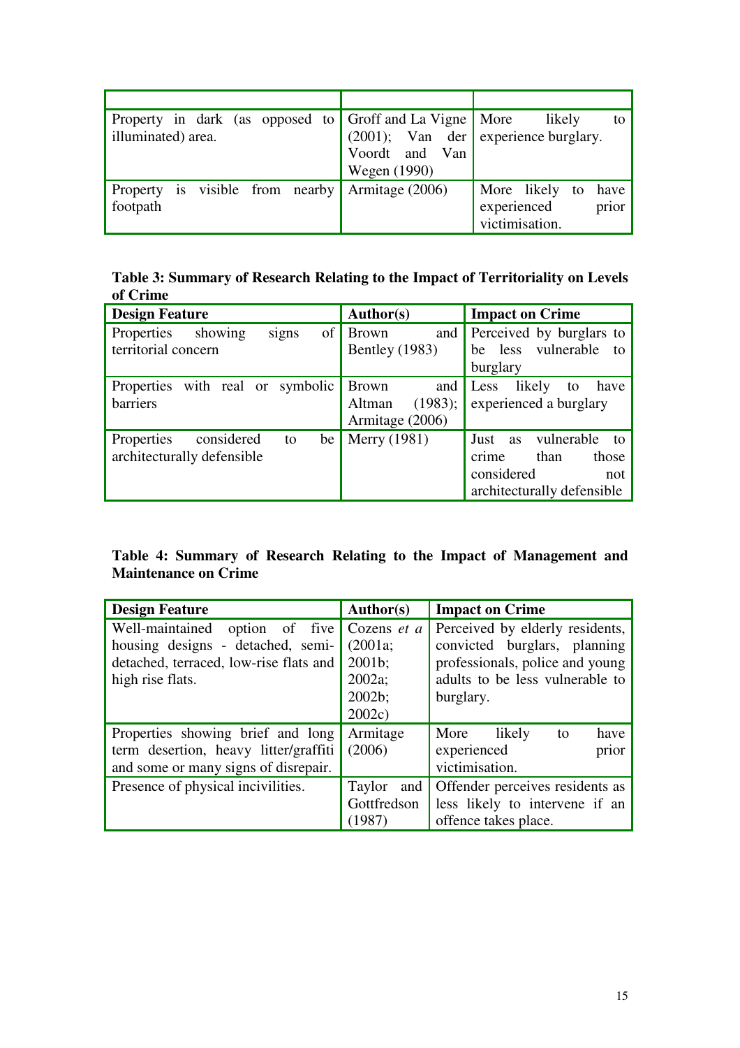| | | |
|---|---|---|
| Property in dark (as opposed to illuminated) area. | Groff and La Vigne (2001); Van der Voordt and Van Wegen (1990) | More likely to experience burglary. |
| Property is visible from nearby footpath | Armitage (2006) | More likely to have experienced prior victimisation. |

**Table 3: Summary of Research Relating to the Impact of Territoriality on Levels of Crime**

| Design Feature | Author(s) | Impact on Crime |
|---|---|---|
| Properties showing signs of territorial concern | Brown and Bentley (1983) | Perceived by burglars to be less vulnerable to burglary |
| Properties with real or symbolic barriers | Brown and Altman (1983); Armitage (2006) | Less likely to have experienced a burglary |
| Properties considered to be architecturally defensible | Merry (1981) | Just as vulnerable to crime than those considered not architecturally defensible |

**Table 4: Summary of Research Relating to the Impact of Management and Maintenance on Crime**

| Design Feature | Author(s) | Impact on Crime |
|---|---|---|
| Well-maintained option of five housing designs - detached, semi-detached, terraced, low-rise flats and high rise flats. | Cozens *et a* (2001a; 2001b; 2002a; 2002b; 2002c) | Perceived by elderly residents, convicted burglars, planning professionals, police and young adults to be less vulnerable to burglary. |
| Properties showing brief and long term desertion, heavy litter/graffiti and some or many signs of disrepair. | Armitage (2006) | More likely to have experienced prior victimisation. |
| Presence of physical incivilities. | Taylor and Gottfredson (1987) | Offender perceives residents as less likely to intervene if an offence takes place. |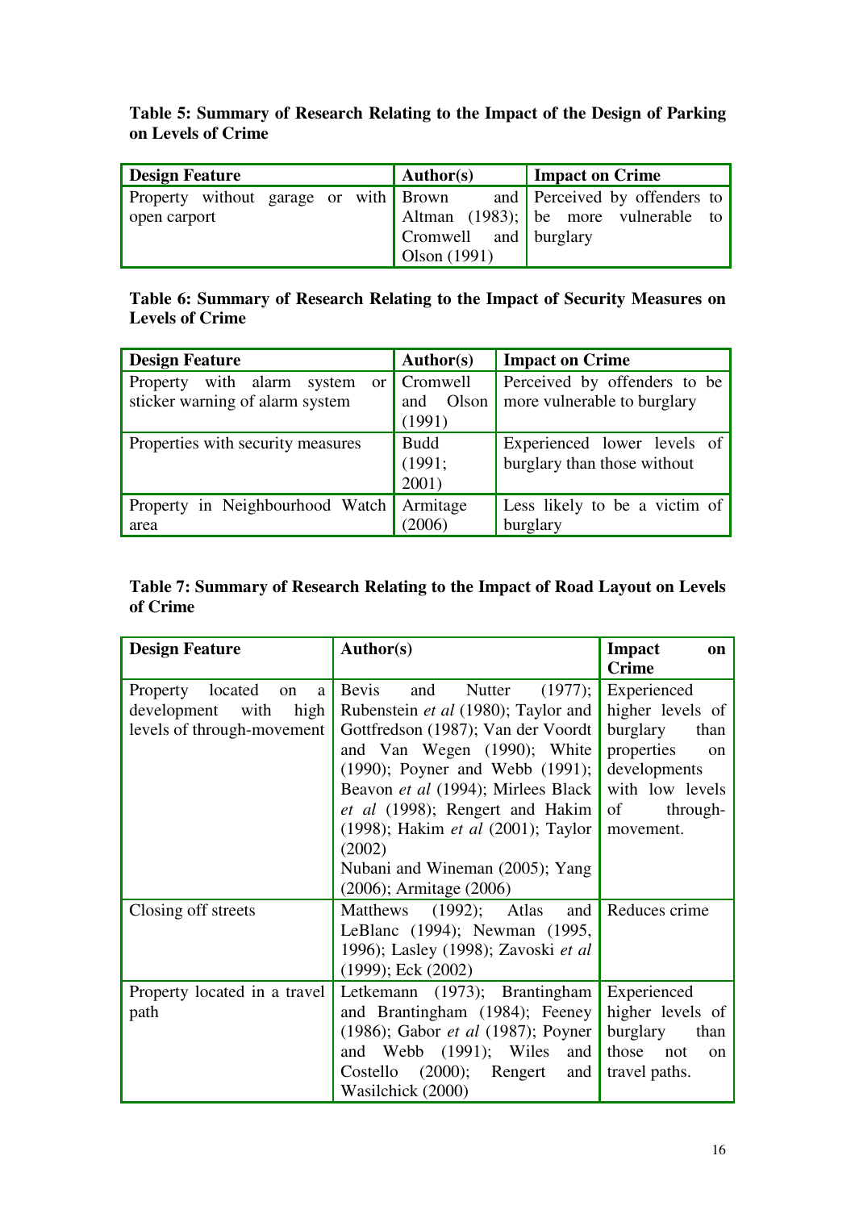**Table 5: Summary of Research Relating to the Impact of the Design of Parking on Levels of Crime**

| Design Feature | Author(s) | Impact on Crime |
|---|---|---|
| Property without garage or with open carport | Brown and Altman (1983); Cromwell and Olson (1991) | Perceived by offenders to be more vulnerable to burglary |

**Table 6: Summary of Research Relating to the Impact of Security Measures on Levels of Crime**

| Design Feature | Author(s) | Impact on Crime |
|---|---|---|
| Property with alarm system or sticker warning of alarm system | Cromwell and Olson (1991) | Perceived by offenders to be more vulnerable to burglary |
| Properties with security measures | Budd (1991; 2001) | Experienced lower levels of burglary than those without |
| Property in Neighbourhood Watch area | Armitage (2006) | Less likely to be a victim of burglary |

**Table 7: Summary of Research Relating to the Impact of Road Layout on Levels of Crime**

| Design Feature | Author(s) | Impact on Crime |
|---|---|---|
| Property located on a development with high levels of through-movement | Bevis and Nutter (1977); Rubenstein *et al* (1980); Taylor and Gottfredson (1987); Van der Voordt and Van Wegen (1990); White (1990); Poyner and Webb (1991); Beavon *et al* (1994); Mirlees Black *et al* (1998); Rengert and Hakim (1998); Hakim *et al* (2001); Taylor (2002) Nubani and Wineman (2005); Yang (2006); Armitage (2006) | Experienced higher levels of burglary than properties on developments with low levels of through-movement. |
| Closing off streets | Matthews (1992); Atlas and LeBlanc (1994); Newman (1995, 1996); Lasley (1998); Zavoski *et al* (1999); Eck (2002) | Reduces crime |
| Property located in a travel path | Letkemann (1973); Brantingham and Brantingham (1984); Feeney (1986); Gabor *et al* (1987); Poyner and Webb (1991); Wiles and Costello (2000); Rengert and Wasilchick (2000) | Experienced higher levels of burglary than those not on travel paths. |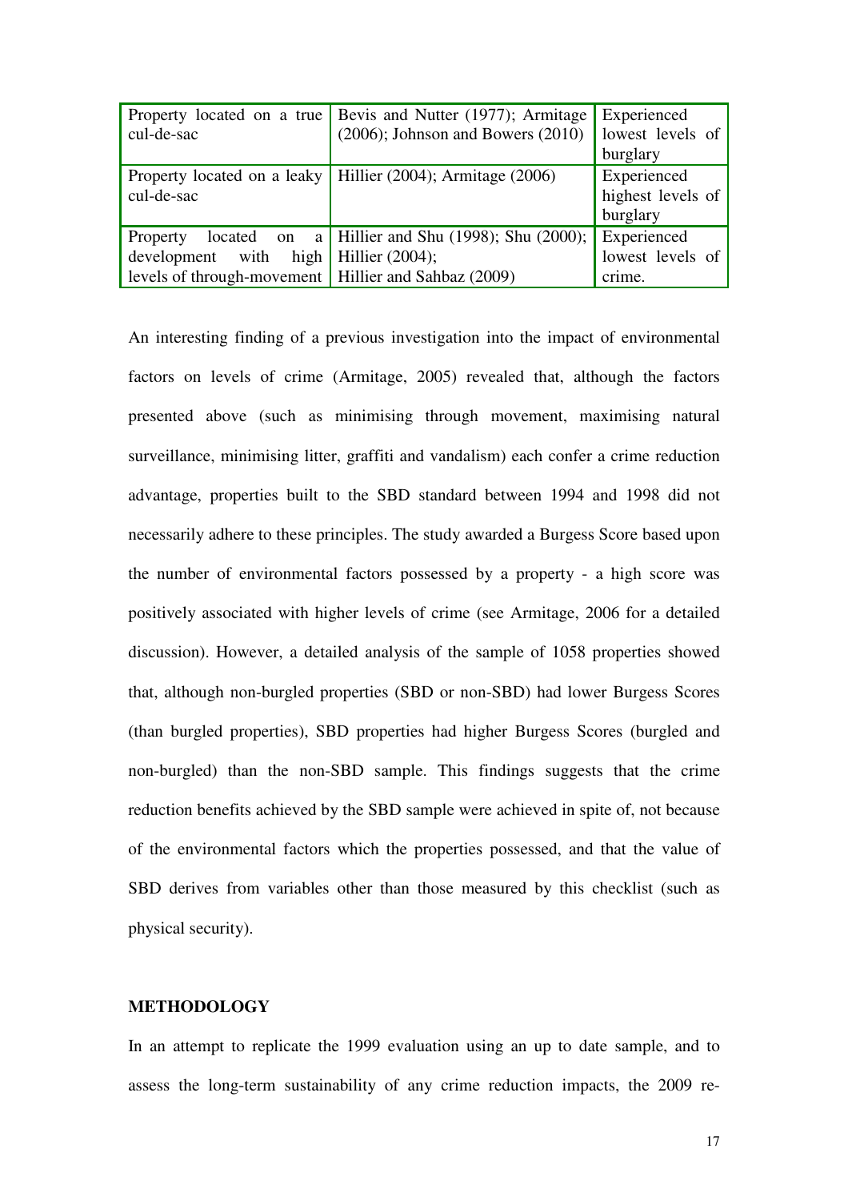| Property located on a true cul-de-sac | Bevis and Nutter (1977); Armitage (2006); Johnson and Bowers (2010) | Experienced lowest levels of burglary |
| --- | --- | --- |
| Property located on a leaky cul-de-sac | Hillier (2004); Armitage (2006) | Experienced highest levels of burglary |
| Property located on a development with high levels of through-movement | Hillier and Shu (1998); Shu (2000); Hillier (2004); Hillier and Sahbaz (2009) | Experienced lowest levels of crime. |

An interesting finding of a previous investigation into the impact of environmental factors on levels of crime (Armitage, 2005) revealed that, although the factors presented above (such as minimising through movement, maximising natural surveillance, minimising litter, graffiti and vandalism) each confer a crime reduction advantage, properties built to the SBD standard between 1994 and 1998 did not necessarily adhere to these principles. The study awarded a Burgess Score based upon the number of environmental factors possessed by a property - a high score was positively associated with higher levels of crime (see Armitage, 2006 for a detailed discussion). However, a detailed analysis of the sample of 1058 properties showed that, although non-burgled properties (SBD or non-SBD) had lower Burgess Scores (than burgled properties), SBD properties had higher Burgess Scores (burgled and non-burgled) than the non-SBD sample. This findings suggests that the crime reduction benefits achieved by the SBD sample were achieved in spite of, not because of the environmental factors which the properties possessed, and that the value of SBD derives from variables other than those measured by this checklist (such as physical security).

**METHODOLOGY**

In an attempt to replicate the 1999 evaluation using an up to date sample, and to assess the long-term sustainability of any crime reduction impacts, the 2009 re-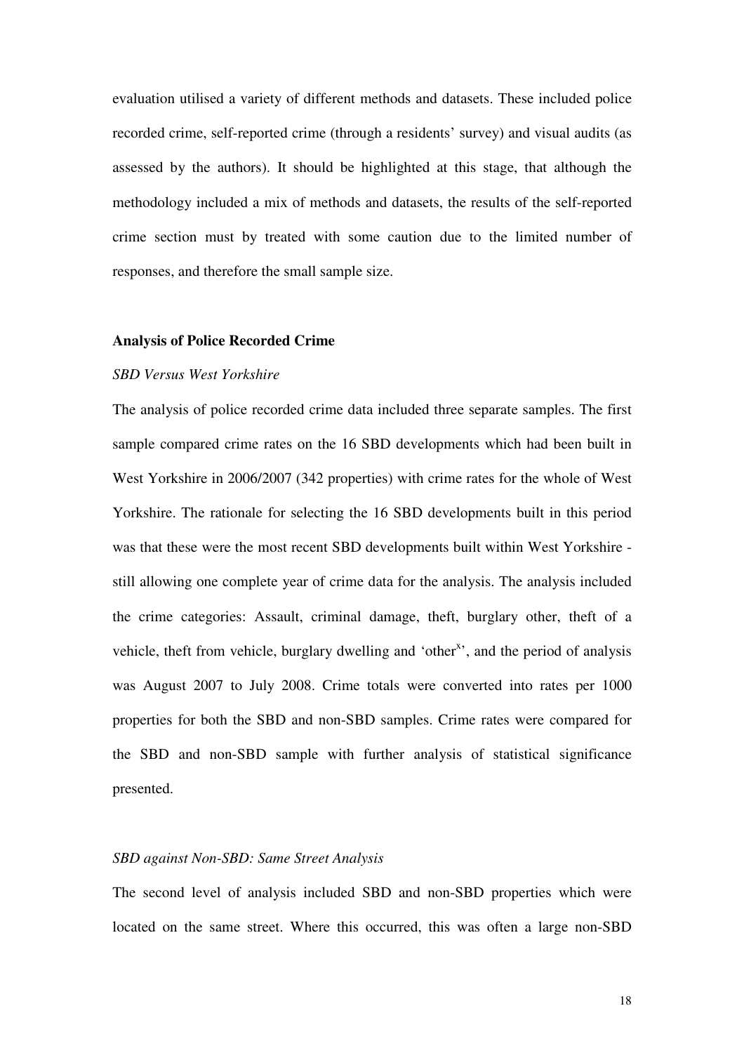evaluation utilised a variety of different methods and datasets. These included police recorded crime, self-reported crime (through a residents' survey) and visual audits (as assessed by the authors). It should be highlighted at this stage, that although the methodology included a mix of methods and datasets, the results of the self-reported crime section must by treated with some caution due to the limited number of responses, and therefore the small sample size.

## Analysis of Police Recorded Crime

### *SBD Versus West Yorkshire*

The analysis of police recorded crime data included three separate samples. The first sample compared crime rates on the 16 SBD developments which had been built in West Yorkshire in 2006/2007 (342 properties) with crime rates for the whole of West Yorkshire. The rationale for selecting the 16 SBD developments built in this period was that these were the most recent SBD developments built within West Yorkshire - still allowing one complete year of crime data for the analysis. The analysis included the crime categories: Assault, criminal damage, theft, burglary other, theft of a vehicle, theft from vehicle, burglary dwelling and 'other[x]', and the period of analysis was August 2007 to July 2008. Crime totals were converted into rates per 1000 properties for both the SBD and non-SBD samples. Crime rates were compared for the SBD and non-SBD sample with further analysis of statistical significance presented.

### *SBD against Non-SBD: Same Street Analysis*

The second level of analysis included SBD and non-SBD properties which were located on the same street. Where this occurred, this was often a large non-SBD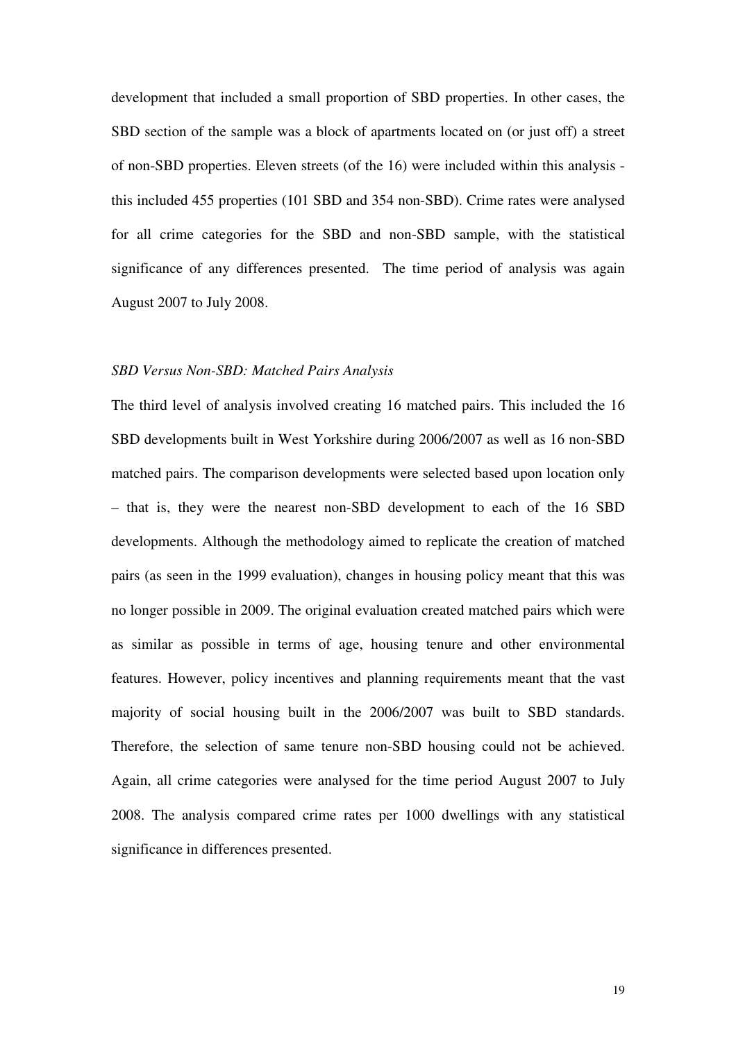development that included a small proportion of SBD properties. In other cases, the SBD section of the sample was a block of apartments located on (or just off) a street of non-SBD properties. Eleven streets (of the 16) were included within this analysis - this included 455 properties (101 SBD and 354 non-SBD). Crime rates were analysed for all crime categories for the SBD and non-SBD sample, with the statistical significance of any differences presented. The time period of analysis was again August 2007 to July 2008.

*SBD Versus Non-SBD: Matched Pairs Analysis*

The third level of analysis involved creating 16 matched pairs. This included the 16 SBD developments built in West Yorkshire during 2006/2007 as well as 16 non-SBD matched pairs. The comparison developments were selected based upon location only – that is, they were the nearest non-SBD development to each of the 16 SBD developments. Although the methodology aimed to replicate the creation of matched pairs (as seen in the 1999 evaluation), changes in housing policy meant that this was no longer possible in 2009. The original evaluation created matched pairs which were as similar as possible in terms of age, housing tenure and other environmental features. However, policy incentives and planning requirements meant that the vast majority of social housing built in the 2006/2007 was built to SBD standards. Therefore, the selection of same tenure non-SBD housing could not be achieved. Again, all crime categories were analysed for the time period August 2007 to July 2008. The analysis compared crime rates per 1000 dwellings with any statistical significance in differences presented.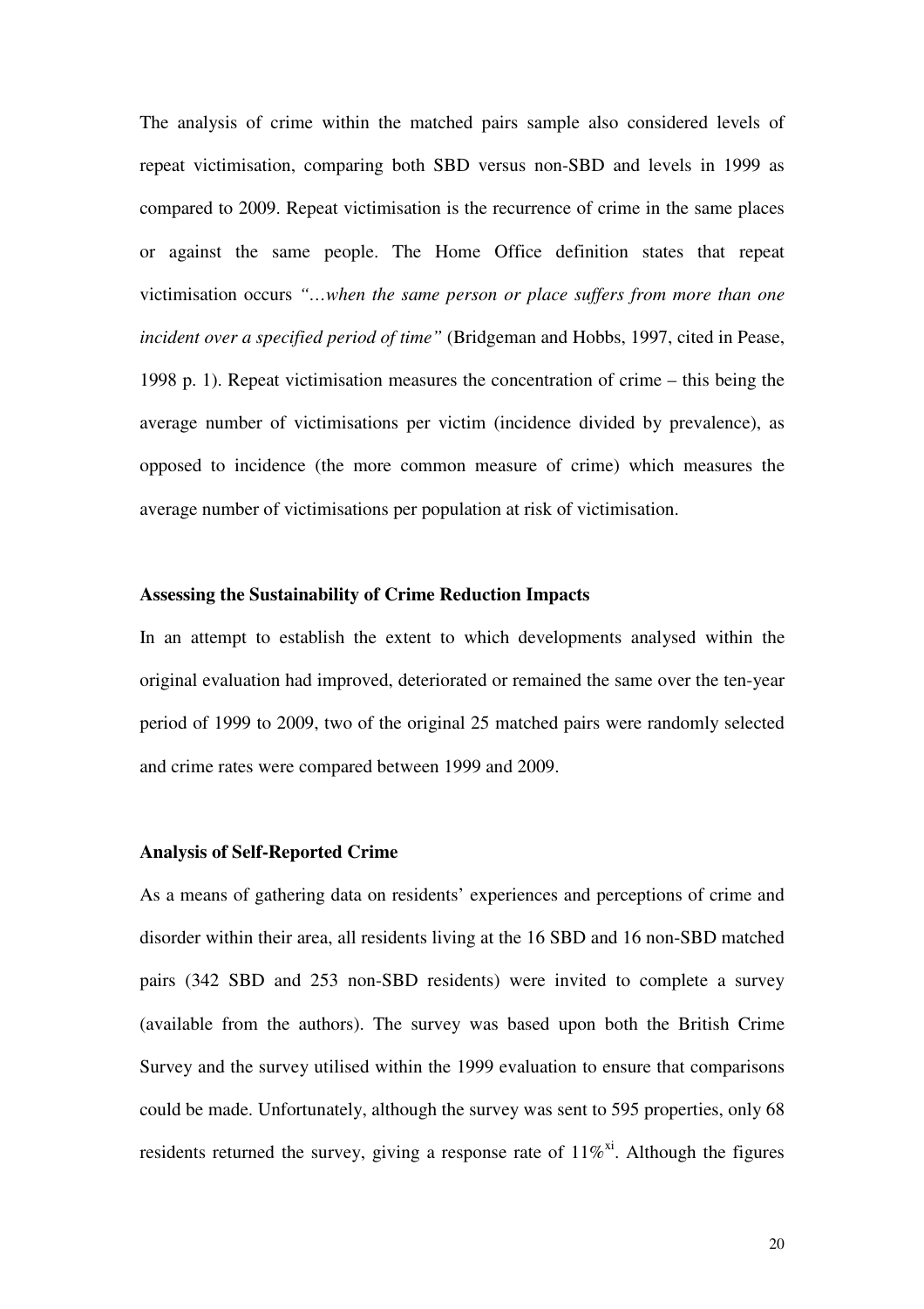The analysis of crime within the matched pairs sample also considered levels of repeat victimisation, comparing both SBD versus non-SBD and levels in 1999 as compared to 2009. Repeat victimisation is the recurrence of crime in the same places or against the same people. The Home Office definition states that repeat victimisation occurs *"…when the same person or place suffers from more than one incident over a specified period of time"* (Bridgeman and Hobbs, 1997, cited in Pease, 1998 p. 1). Repeat victimisation measures the concentration of crime – this being the average number of victimisations per victim (incidence divided by prevalence), as opposed to incidence (the more common measure of crime) which measures the average number of victimisations per population at risk of victimisation.

**Assessing the Sustainability of Crime Reduction Impacts**

In an attempt to establish the extent to which developments analysed within the original evaluation had improved, deteriorated or remained the same over the ten-year period of 1999 to 2009, two of the original 25 matched pairs were randomly selected and crime rates were compared between 1999 and 2009.

**Analysis of Self-Reported Crime**

As a means of gathering data on residents' experiences and perceptions of crime and disorder within their area, all residents living at the 16 SBD and 16 non-SBD matched pairs (342 SBD and 253 non-SBD residents) were invited to complete a survey (available from the authors). The survey was based upon both the British Crime Survey and the survey utilised within the 1999 evaluation to ensure that comparisons could be made. Unfortunately, although the survey was sent to 595 properties, only 68 residents returned the survey, giving a response rate of 11%[xi]. Although the figures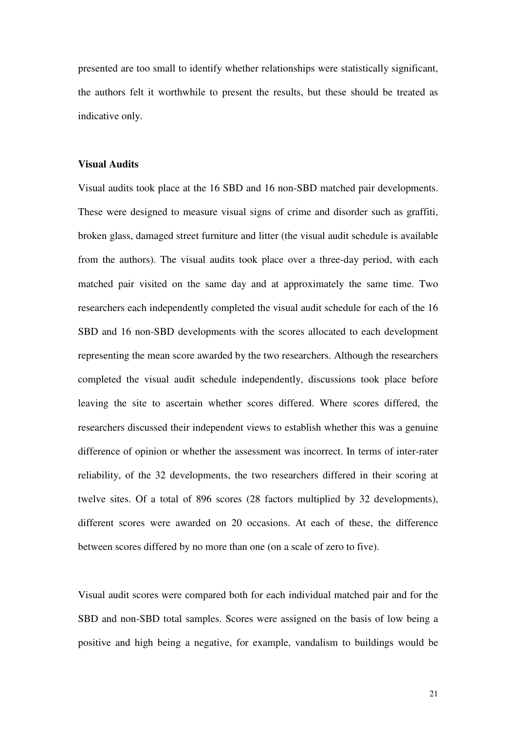presented are too small to identify whether relationships were statistically significant, the authors felt it worthwhile to present the results, but these should be treated as indicative only.

### Visual Audits

Visual audits took place at the 16 SBD and 16 non-SBD matched pair developments. These were designed to measure visual signs of crime and disorder such as graffiti, broken glass, damaged street furniture and litter (the visual audit schedule is available from the authors). The visual audits took place over a three-day period, with each matched pair visited on the same day and at approximately the same time. Two researchers each independently completed the visual audit schedule for each of the 16 SBD and 16 non-SBD developments with the scores allocated to each development representing the mean score awarded by the two researchers. Although the researchers completed the visual audit schedule independently, discussions took place before leaving the site to ascertain whether scores differed. Where scores differed, the researchers discussed their independent views to establish whether this was a genuine difference of opinion or whether the assessment was incorrect. In terms of inter-rater reliability, of the 32 developments, the two researchers differed in their scoring at twelve sites. Of a total of 896 scores (28 factors multiplied by 32 developments), different scores were awarded on 20 occasions. At each of these, the difference between scores differed by no more than one (on a scale of zero to five).

Visual audit scores were compared both for each individual matched pair and for the SBD and non-SBD total samples. Scores were assigned on the basis of low being a positive and high being a negative, for example, vandalism to buildings would be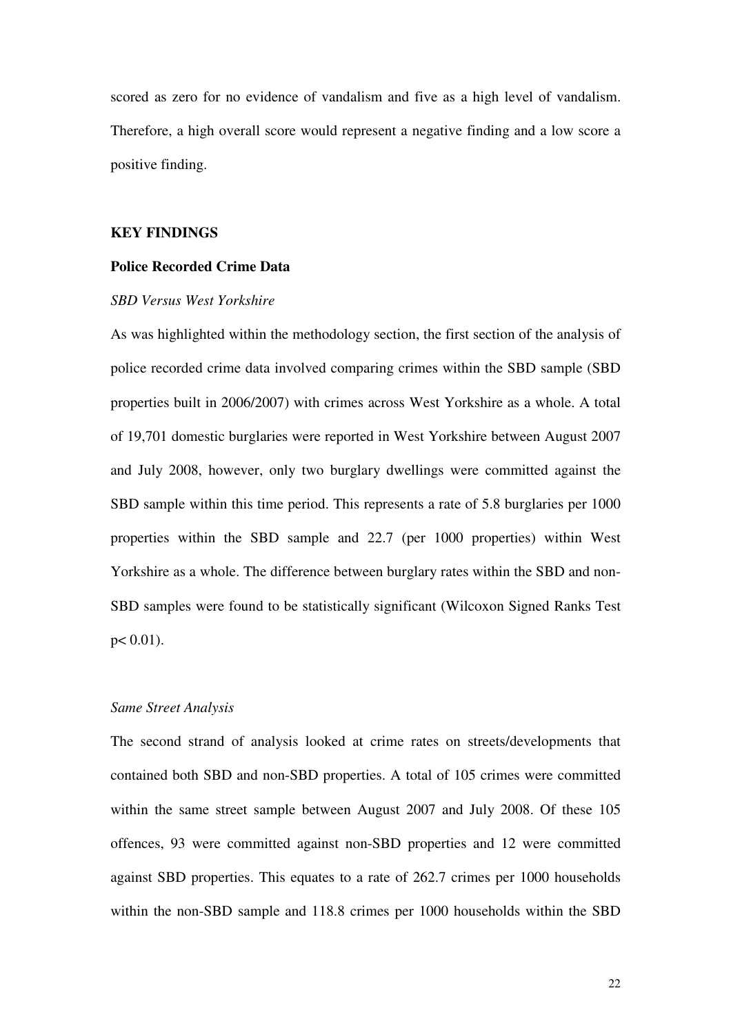scored as zero for no evidence of vandalism and five as a high level of vandalism. Therefore, a high overall score would represent a negative finding and a low score a positive finding.

## KEY FINDINGS

### Police Recorded Crime Data

*SBD Versus West Yorkshire*

As was highlighted within the methodology section, the first section of the analysis of police recorded crime data involved comparing crimes within the SBD sample (SBD properties built in 2006/2007) with crimes across West Yorkshire as a whole. A total of 19,701 domestic burglaries were reported in West Yorkshire between August 2007 and July 2008, however, only two burglary dwellings were committed against the SBD sample within this time period. This represents a rate of 5.8 burglaries per 1000 properties within the SBD sample and 22.7 (per 1000 properties) within West Yorkshire as a whole. The difference between burglary rates within the SBD and non-SBD samples were found to be statistically significant (Wilcoxon Signed Ranks Test $p < 0.01$).

*Same Street Analysis*

The second strand of analysis looked at crime rates on streets/developments that contained both SBD and non-SBD properties. A total of 105 crimes were committed within the same street sample between August 2007 and July 2008. Of these 105 offences, 93 were committed against non-SBD properties and 12 were committed against SBD properties. This equates to a rate of 262.7 crimes per 1000 households within the non-SBD sample and 118.8 crimes per 1000 households within the SBD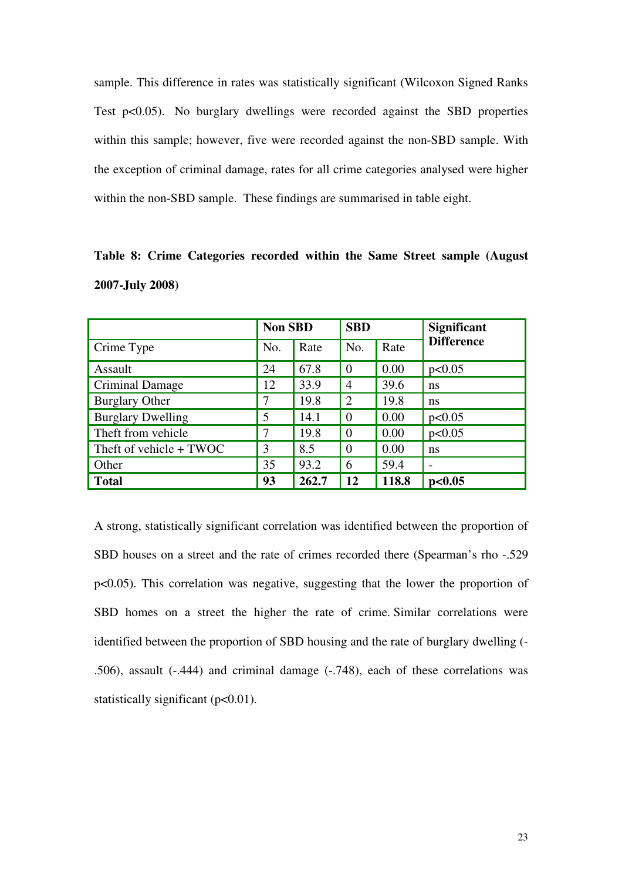sample. This difference in rates was statistically significant (Wilcoxon Signed Ranks Test $p<0.05$). No burglary dwellings were recorded against the SBD properties within this sample; however, five were recorded against the non-SBD sample. With the exception of criminal damage, rates for all crime categories analysed were higher within the non-SBD sample. These findings are summarised in table eight.

**Table 8: Crime Categories recorded within the Same Street sample (August 2007-July 2008)**

| | **Non SBD** | | **SBD** | | **Significant Difference** |
|---|---|---|---|---|---|
| Crime Type | No. | Rate | No. | Rate | |
| Assault | 24 | 67.8 | 0 | 0.00 | p<0.05 |
| Criminal Damage | 12 | 33.9 | 4 | 39.6 | ns |
| Burglary Other | 7 | 19.8 | 2 | 19.8 | ns |
| Burglary Dwelling | 5 | 14.1 | 0 | 0.00 | p<0.05 |
| Theft from vehicle | 7 | 19.8 | 0 | 0.00 | p<0.05 |
| Theft of vehicle + TWOC | 3 | 8.5 | 0 | 0.00 | ns |
| Other | 35 | 93.2 | 6 | 59.4 | - |
| **Total** | **93** | **262.7** | **12** | **118.8** | **p<0.05** |

A strong, statistically significant correlation was identified between the proportion of SBD houses on a street and the rate of crimes recorded there (Spearman's rho -.529 $p<0.05$). This correlation was negative, suggesting that the lower the proportion of SBD homes on a street the higher the rate of crime. Similar correlations were identified between the proportion of SBD housing and the rate of burglary dwelling (-.506), assault (-.444) and criminal damage (-.748), each of these correlations was statistically significant ($p<0.01$).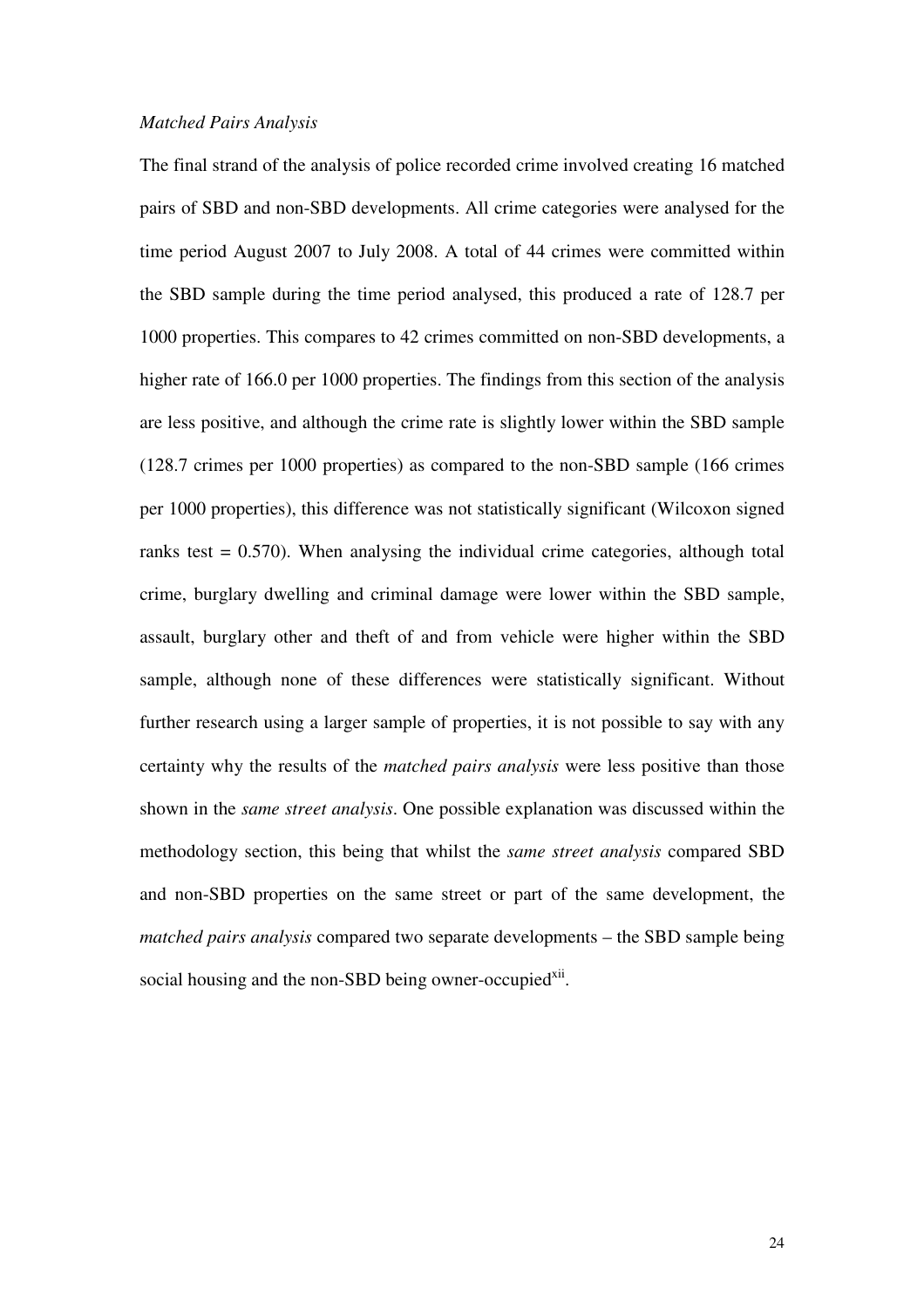*Matched Pairs Analysis*

The final strand of the analysis of police recorded crime involved creating 16 matched pairs of SBD and non-SBD developments. All crime categories were analysed for the time period August 2007 to July 2008. A total of 44 crimes were committed within the SBD sample during the time period analysed, this produced a rate of 128.7 per 1000 properties. This compares to 42 crimes committed on non-SBD developments, a higher rate of 166.0 per 1000 properties. The findings from this section of the analysis are less positive, and although the crime rate is slightly lower within the SBD sample (128.7 crimes per 1000 properties) as compared to the non-SBD sample (166 crimes per 1000 properties), this difference was not statistically significant (Wilcoxon signed ranks test = 0.570). When analysing the individual crime categories, although total crime, burglary dwelling and criminal damage were lower within the SBD sample, assault, burglary other and theft of and from vehicle were higher within the SBD sample, although none of these differences were statistically significant. Without further research using a larger sample of properties, it is not possible to say with any certainty why the results of the *matched pairs analysis* were less positive than those shown in the *same street analysis*. One possible explanation was discussed within the methodology section, this being that whilst the *same street analysis* compared SBD and non-SBD properties on the same street or part of the same development, the *matched pairs analysis* compared two separate developments – the SBD sample being social housing and the non-SBD being owner-occupied[xii].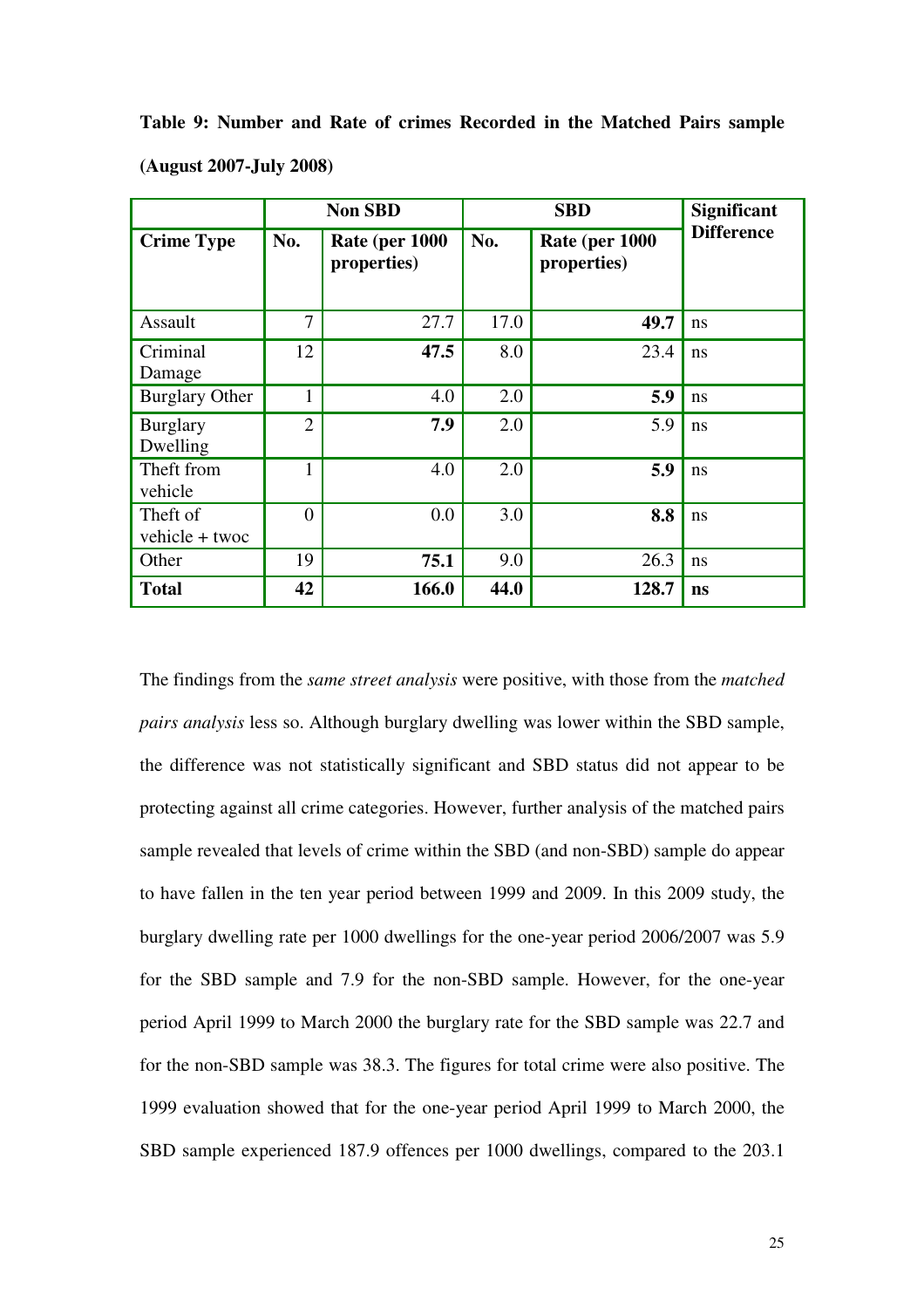**Table 9: Number and Rate of crimes Recorded in the Matched Pairs sample (August 2007-July 2008)**

| | Non SBD | | SBD | | Significant Difference |
|---|---|---|---|---|---|
| **Crime Type** | **No.** | **Rate (per 1000 properties)** | **No.** | **Rate (per 1000 properties)** | |
| Assault | 7 | 27.7 | 17.0 | **49.7** | ns |
| Criminal Damage | 12 | **47.5** | 8.0 | 23.4 | ns |
| Burglary Other | 1 | 4.0 | 2.0 | **5.9** | ns |
| Burglary Dwelling | 2 | **7.9** | 2.0 | 5.9 | ns |
| Theft from vehicle | 1 | 4.0 | 2.0 | **5.9** | ns |
| Theft of vehicle + twoc | 0 | 0.0 | 3.0 | **8.8** | ns |
| Other | 19 | **75.1** | 9.0 | 26.3 | ns |
| **Total** | **42** | **166.0** | **44.0** | **128.7** | **ns** |

The findings from the *same street analysis* were positive, with those from the *matched pairs analysis* less so. Although burglary dwelling was lower within the SBD sample, the difference was not statistically significant and SBD status did not appear to be protecting against all crime categories. However, further analysis of the matched pairs sample revealed that levels of crime within the SBD (and non-SBD) sample do appear to have fallen in the ten year period between 1999 and 2009. In this 2009 study, the burglary dwelling rate per 1000 dwellings for the one-year period 2006/2007 was 5.9 for the SBD sample and 7.9 for the non-SBD sample. However, for the one-year period April 1999 to March 2000 the burglary rate for the SBD sample was 22.7 and for the non-SBD sample was 38.3. The figures for total crime were also positive. The 1999 evaluation showed that for the one-year period April 1999 to March 2000, the SBD sample experienced 187.9 offences per 1000 dwellings, compared to the 203.1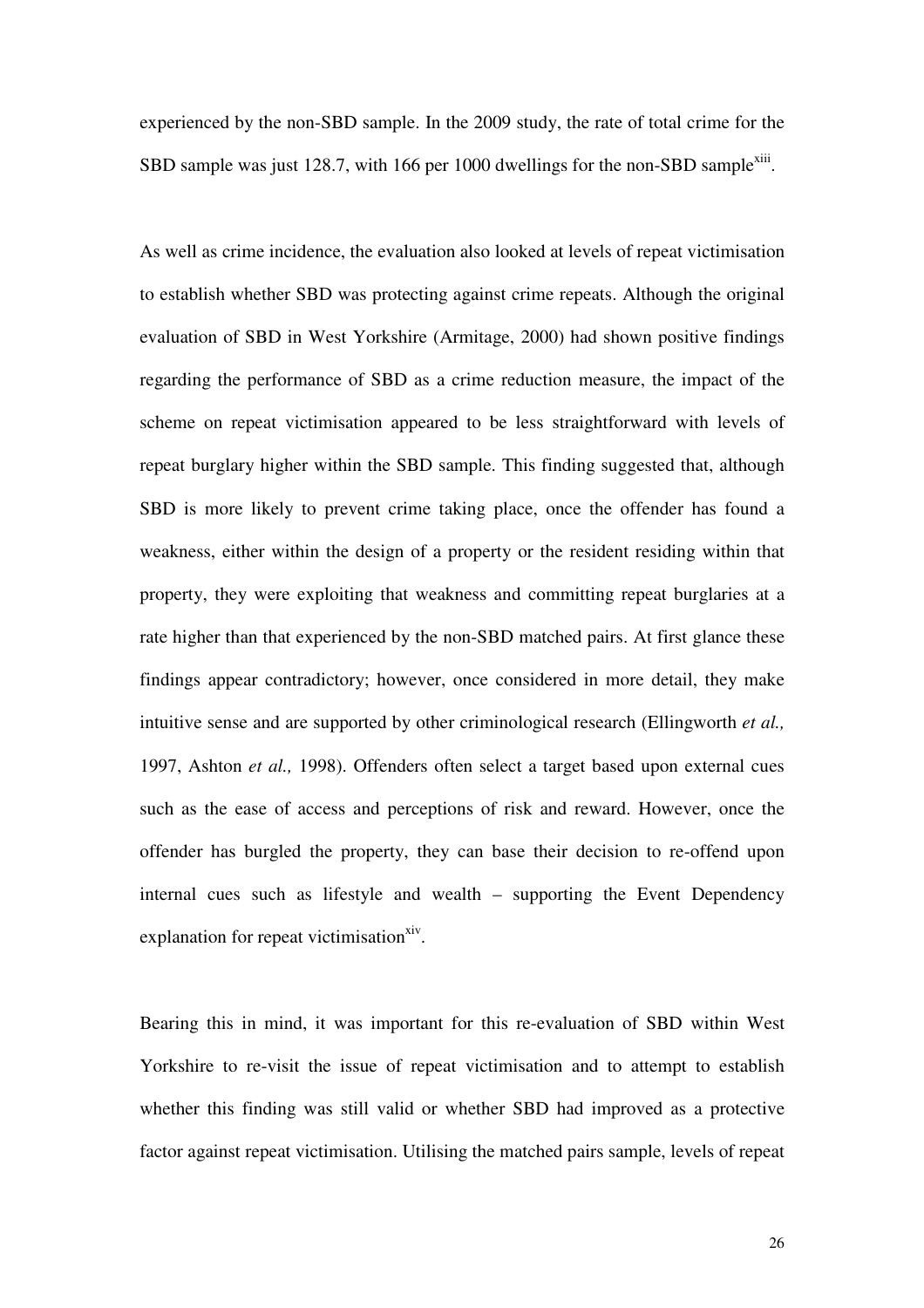experienced by the non-SBD sample. In the 2009 study, the rate of total crime for the SBD sample was just 128.7, with 166 per 1000 dwellings for the non-SBD sample[xiii].

As well as crime incidence, the evaluation also looked at levels of repeat victimisation to establish whether SBD was protecting against crime repeats. Although the original evaluation of SBD in West Yorkshire (Armitage, 2000) had shown positive findings regarding the performance of SBD as a crime reduction measure, the impact of the scheme on repeat victimisation appeared to be less straightforward with levels of repeat burglary higher within the SBD sample. This finding suggested that, although SBD is more likely to prevent crime taking place, once the offender has found a weakness, either within the design of a property or the resident residing within that property, they were exploiting that weakness and committing repeat burglaries at a rate higher than that experienced by the non-SBD matched pairs. At first glance these findings appear contradictory; however, once considered in more detail, they make intuitive sense and are supported by other criminological research (Ellingworth *et al.,* 1997, Ashton *et al.,* 1998). Offenders often select a target based upon external cues such as the ease of access and perceptions of risk and reward. However, once the offender has burgled the property, they can base their decision to re-offend upon internal cues such as lifestyle and wealth – supporting the Event Dependency explanation for repeat victimisation[xiv].

Bearing this in mind, it was important for this re-evaluation of SBD within West Yorkshire to re-visit the issue of repeat victimisation and to attempt to establish whether this finding was still valid or whether SBD had improved as a protective factor against repeat victimisation. Utilising the matched pairs sample, levels of repeat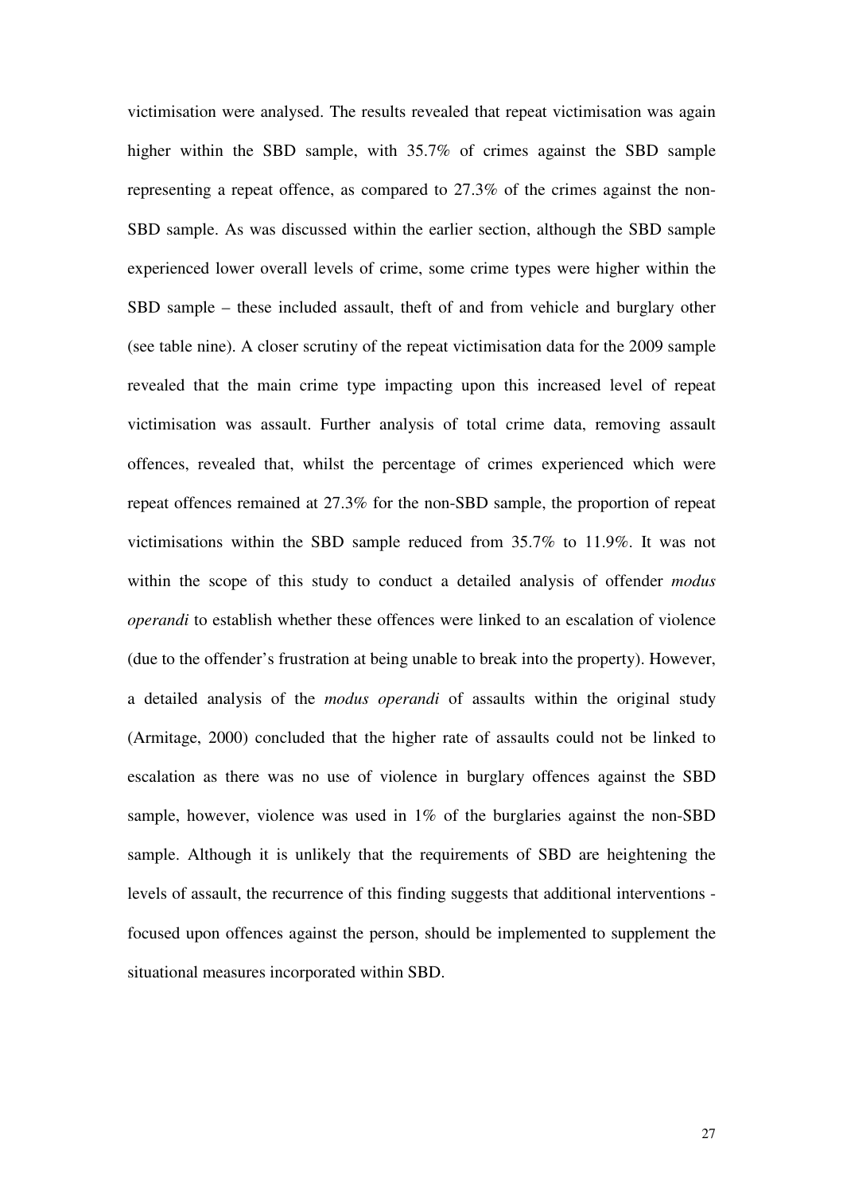victimisation were analysed. The results revealed that repeat victimisation was again higher within the SBD sample, with 35.7% of crimes against the SBD sample representing a repeat offence, as compared to 27.3% of the crimes against the non-SBD sample. As was discussed within the earlier section, although the SBD sample experienced lower overall levels of crime, some crime types were higher within the SBD sample – these included assault, theft of and from vehicle and burglary other (see table nine). A closer scrutiny of the repeat victimisation data for the 2009 sample revealed that the main crime type impacting upon this increased level of repeat victimisation was assault. Further analysis of total crime data, removing assault offences, revealed that, whilst the percentage of crimes experienced which were repeat offences remained at 27.3% for the non-SBD sample, the proportion of repeat victimisations within the SBD sample reduced from 35.7% to 11.9%. It was not within the scope of this study to conduct a detailed analysis of offender *modus operandi* to establish whether these offences were linked to an escalation of violence (due to the offender's frustration at being unable to break into the property). However, a detailed analysis of the *modus operandi* of assaults within the original study (Armitage, 2000) concluded that the higher rate of assaults could not be linked to escalation as there was no use of violence in burglary offences against the SBD sample, however, violence was used in 1% of the burglaries against the non-SBD sample. Although it is unlikely that the requirements of SBD are heightening the levels of assault, the recurrence of this finding suggests that additional interventions - focused upon offences against the person, should be implemented to supplement the situational measures incorporated within SBD.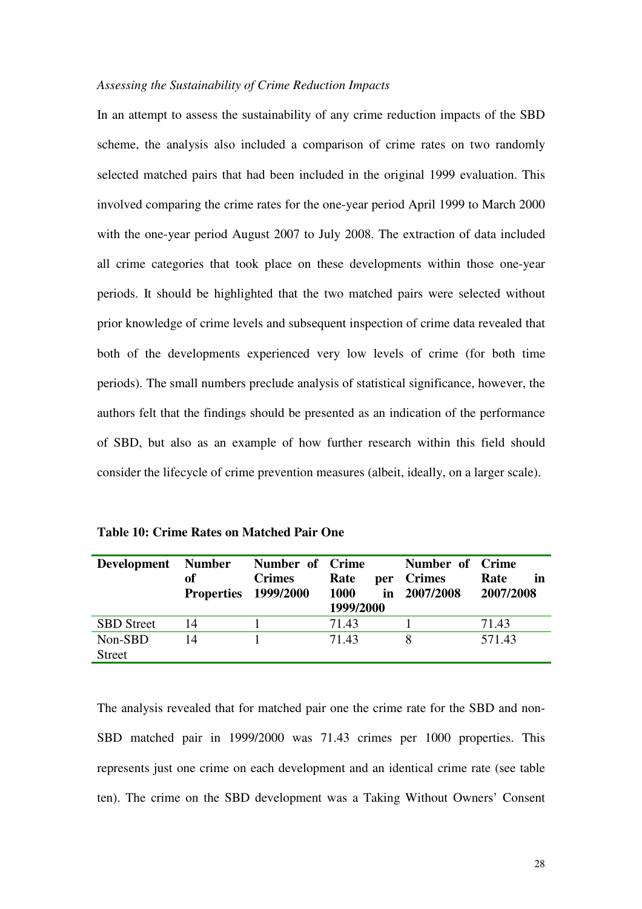*Assessing the Sustainability of Crime Reduction Impacts*

In an attempt to assess the sustainability of any crime reduction impacts of the SBD scheme, the analysis also included a comparison of crime rates on two randomly selected matched pairs that had been included in the original 1999 evaluation. This involved comparing the crime rates for the one-year period April 1999 to March 2000 with the one-year period August 2007 to July 2008. The extraction of data included all crime categories that took place on these developments within those one-year periods. It should be highlighted that the two matched pairs were selected without prior knowledge of crime levels and subsequent inspection of crime data revealed that both of the developments experienced very low levels of crime (for both time periods). The small numbers preclude analysis of statistical significance, however, the authors felt that the findings should be presented as an indication of the performance of SBD, but also as an example of how further research within this field should consider the lifecycle of crime prevention measures (albeit, ideally, on a larger scale).

**Table 10: Crime Rates on Matched Pair One**

| Development | Number of Properties | Number of Crimes 1999/2000 | Crime Rate per 1000 in 1999/2000 | Number of Crimes 2007/2008 | Crime Rate in 2007/2008 |
|---|---|---|---|---|---|
| SBD Street | 14 | 1 | 71.43 | 1 | 71.43 |
| Non-SBD Street | 14 | 1 | 71.43 | 8 | 571.43 |

The analysis revealed that for matched pair one the crime rate for the SBD and non-SBD matched pair in 1999/2000 was 71.43 crimes per 1000 properties. This represents just one crime on each development and an identical crime rate (see table ten). The crime on the SBD development was a Taking Without Owners' Consent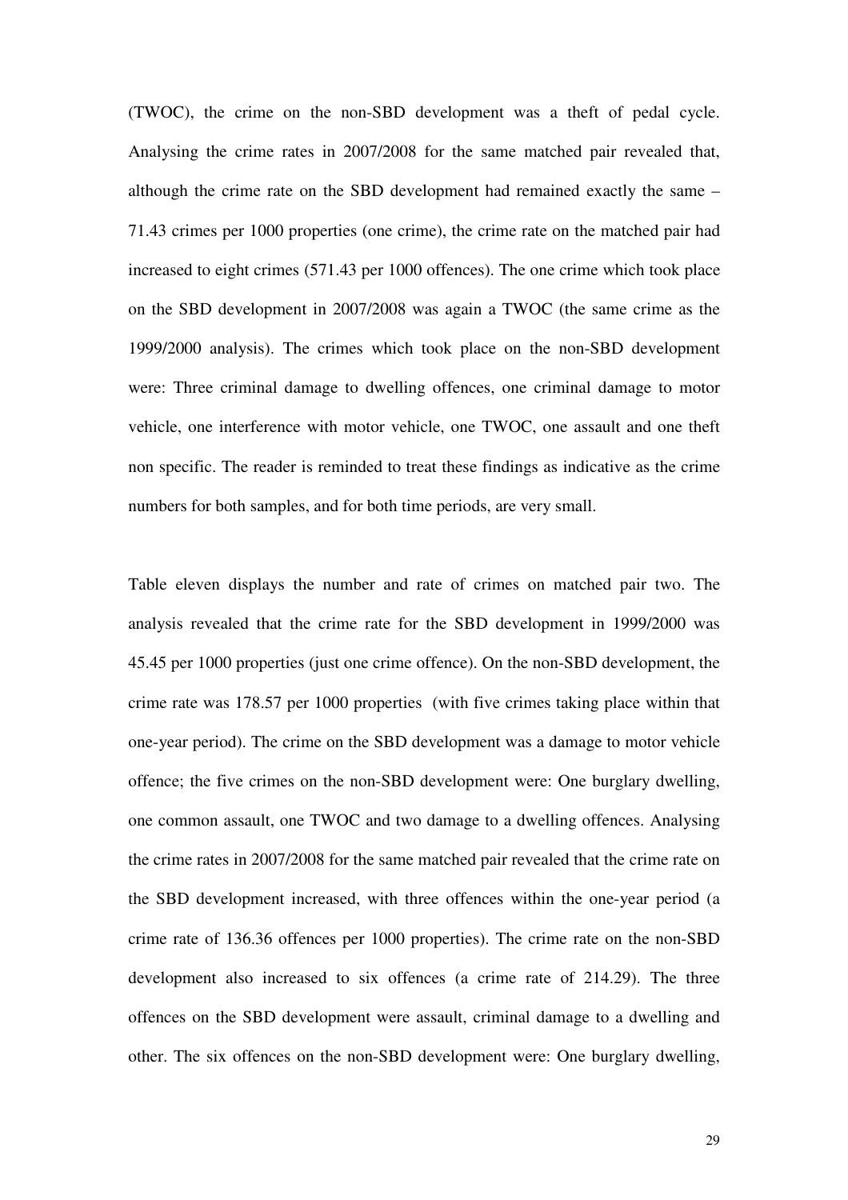(TWOC), the crime on the non-SBD development was a theft of pedal cycle. Analysing the crime rates in 2007/2008 for the same matched pair revealed that, although the crime rate on the SBD development had remained exactly the same – 71.43 crimes per 1000 properties (one crime), the crime rate on the matched pair had increased to eight crimes (571.43 per 1000 offences). The one crime which took place on the SBD development in 2007/2008 was again a TWOC (the same crime as the 1999/2000 analysis). The crimes which took place on the non-SBD development were: Three criminal damage to dwelling offences, one criminal damage to motor vehicle, one interference with motor vehicle, one TWOC, one assault and one theft non specific. The reader is reminded to treat these findings as indicative as the crime numbers for both samples, and for both time periods, are very small.

Table eleven displays the number and rate of crimes on matched pair two. The analysis revealed that the crime rate for the SBD development in 1999/2000 was 45.45 per 1000 properties (just one crime offence). On the non-SBD development, the crime rate was 178.57 per 1000 properties (with five crimes taking place within that one-year period). The crime on the SBD development was a damage to motor vehicle offence; the five crimes on the non-SBD development were: One burglary dwelling, one common assault, one TWOC and two damage to a dwelling offences. Analysing the crime rates in 2007/2008 for the same matched pair revealed that the crime rate on the SBD development increased, with three offences within the one-year period (a crime rate of 136.36 offences per 1000 properties). The crime rate on the non-SBD development also increased to six offences (a crime rate of 214.29). The three offences on the SBD development were assault, criminal damage to a dwelling and other. The six offences on the non-SBD development were: One burglary dwelling,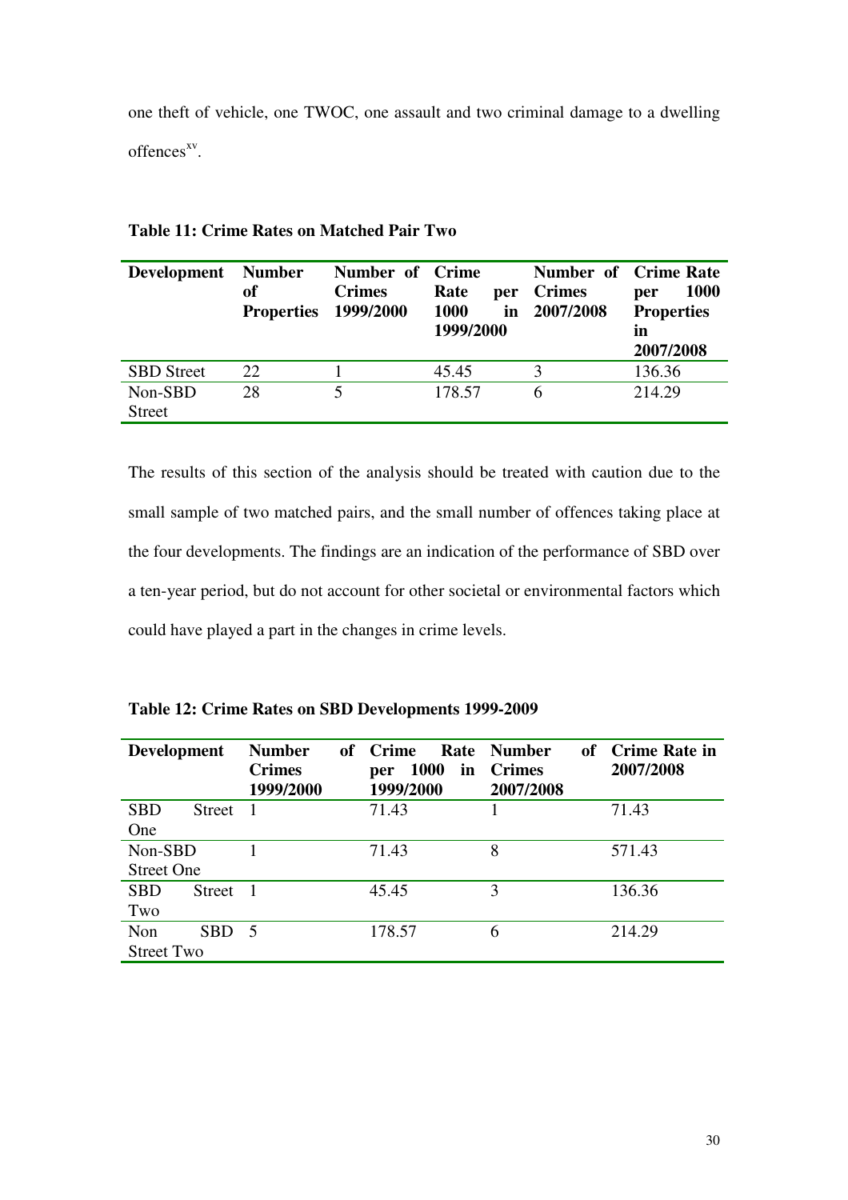one theft of vehicle, one TWOC, one assault and two criminal damage to a dwelling offences[xv].

**Table 11: Crime Rates on Matched Pair Two**

| Development | Number of Properties | Number of Crimes 1999/2000 | Crime Rate per 1000 in 1999/2000 | Number of Crimes 2007/2008 | Crime Rate per 1000 Properties in 2007/2008 |
|---|---|---|---|---|---|
| SBD Street | 22 | 1 | 45.45 | 3 | 136.36 |
| Non-SBD Street | 28 | 5 | 178.57 | 6 | 214.29 |

The results of this section of the analysis should be treated with caution due to the small sample of two matched pairs, and the small number of offences taking place at the four developments. The findings are an indication of the performance of SBD over a ten-year period, but do not account for other societal or environmental factors which could have played a part in the changes in crime levels.

**Table 12: Crime Rates on SBD Developments 1999-2009**

| Development | Number of Crimes 1999/2000 | Crime Rate per 1000 in 1999/2000 | Number of Crimes 2007/2008 | Crime Rate in 2007/2008 |
|---|---|---|---|---|
| SBD Street One | 1 | 71.43 | 1 | 71.43 |
| Non-SBD Street One | 1 | 71.43 | 8 | 571.43 |
| SBD Street Two | 1 | 45.45 | 3 | 136.36 |
| Non SBD Street Two | 5 | 178.57 | 6 | 214.29 |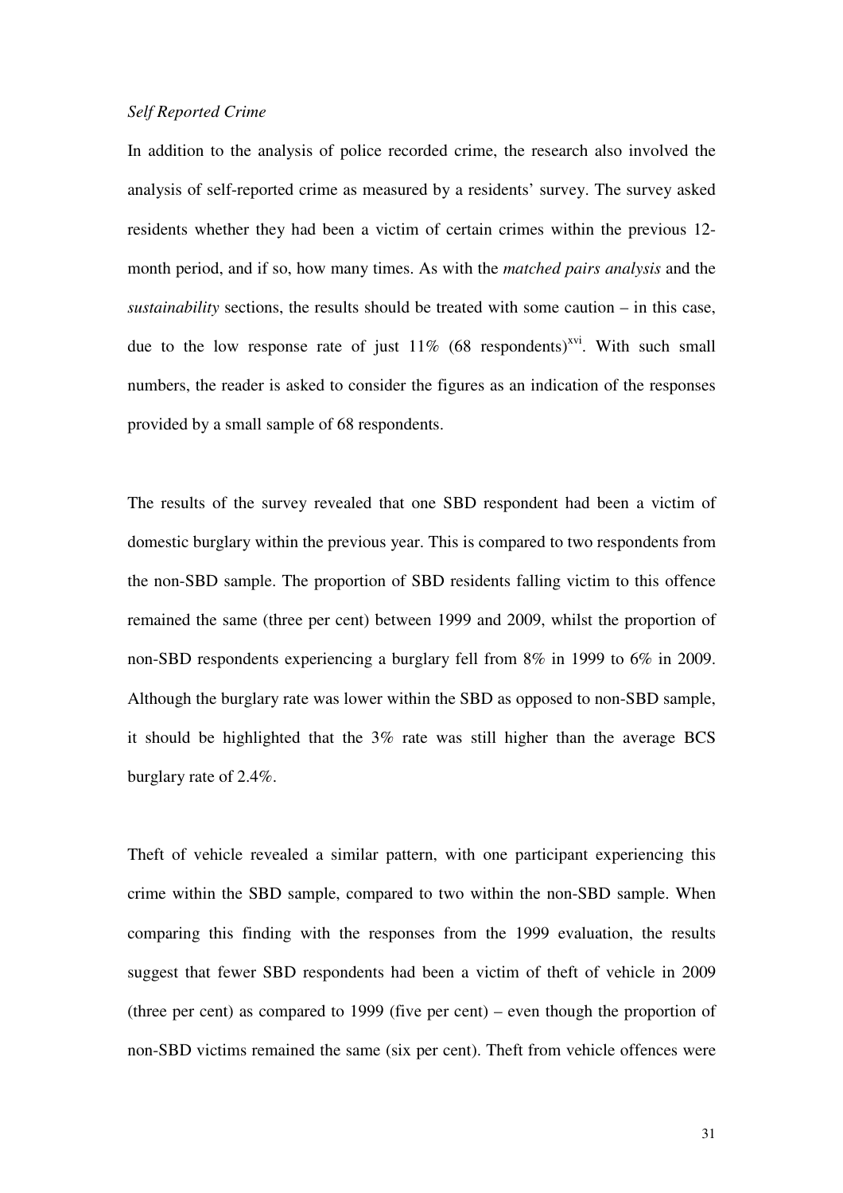*Self Reported Crime*

In addition to the analysis of police recorded crime, the research also involved the analysis of self-reported crime as measured by a residents' survey. The survey asked residents whether they had been a victim of certain crimes within the previous 12-month period, and if so, how many times. As with the *matched pairs analysis* and the *sustainability* sections, the results should be treated with some caution – in this case, due to the low response rate of just 11% (68 respondents)[xvi]. With such small numbers, the reader is asked to consider the figures as an indication of the responses provided by a small sample of 68 respondents.

The results of the survey revealed that one SBD respondent had been a victim of domestic burglary within the previous year. This is compared to two respondents from the non-SBD sample. The proportion of SBD residents falling victim to this offence remained the same (three per cent) between 1999 and 2009, whilst the proportion of non-SBD respondents experiencing a burglary fell from 8% in 1999 to 6% in 2009. Although the burglary rate was lower within the SBD as opposed to non-SBD sample, it should be highlighted that the 3% rate was still higher than the average BCS burglary rate of 2.4%.

Theft of vehicle revealed a similar pattern, with one participant experiencing this crime within the SBD sample, compared to two within the non-SBD sample. When comparing this finding with the responses from the 1999 evaluation, the results suggest that fewer SBD respondents had been a victim of theft of vehicle in 2009 (three per cent) as compared to 1999 (five per cent) – even though the proportion of non-SBD victims remained the same (six per cent). Theft from vehicle offences were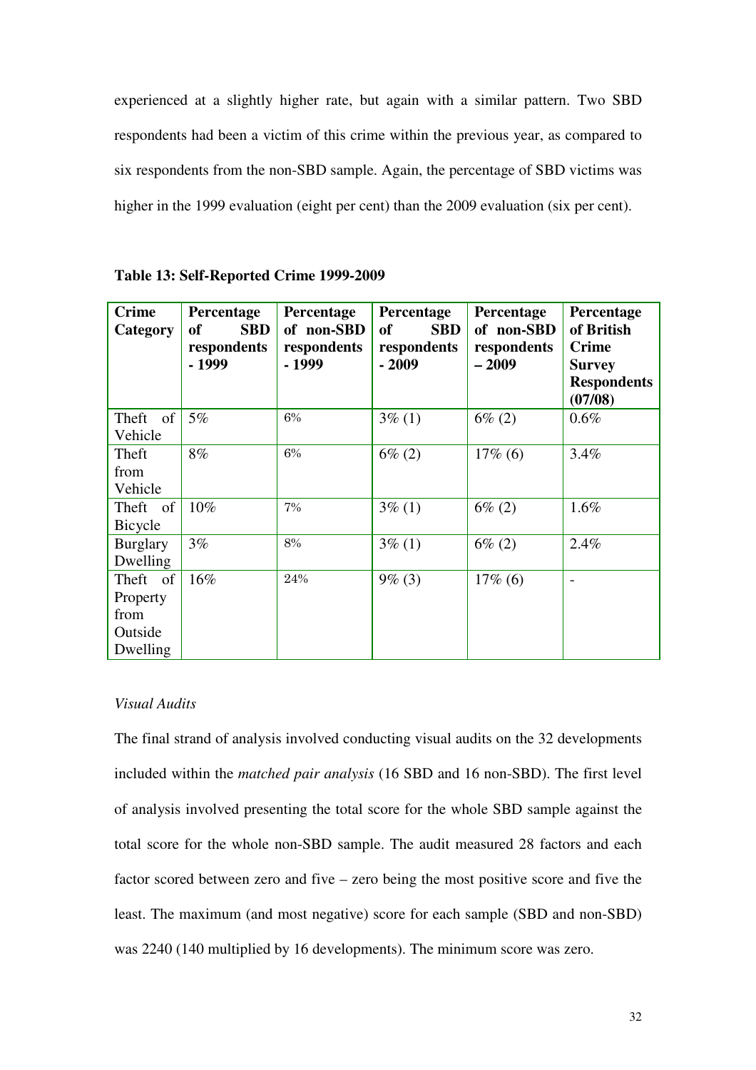experienced at a slightly higher rate, but again with a similar pattern. Two SBD respondents had been a victim of this crime within the previous year, as compared to six respondents from the non-SBD sample. Again, the percentage of SBD victims was higher in the 1999 evaluation (eight per cent) than the 2009 evaluation (six per cent).

**Table 13: Self-Reported Crime 1999-2009**

| Crime Category | Percentage of SBD respondents - 1999 | Percentage of non-SBD respondents - 1999 | Percentage of SBD respondents - 2009 | Percentage of non-SBD respondents – 2009 | Percentage of British Crime Survey Respondents (07/08) |
|---|---|---|---|---|---|
| Theft of Vehicle | 5% | 6% | 3% (1) | 6% (2) | 0.6% |
| Theft from Vehicle | 8% | 6% | 6% (2) | 17% (6) | 3.4% |
| Theft of Bicycle | 10% | 7% | 3% (1) | 6% (2) | 1.6% |
| Burglary Dwelling | 3% | 8% | 3% (1) | 6% (2) | 2.4% |
| Theft of Property from Outside Dwelling | 16% | 24% | 9% (3) | 17% (6) | - |

*Visual Audits*

The final strand of analysis involved conducting visual audits on the 32 developments included within the *matched pair analysis* (16 SBD and 16 non-SBD). The first level of analysis involved presenting the total score for the whole SBD sample against the total score for the whole non-SBD sample. The audit measured 28 factors and each factor scored between zero and five – zero being the most positive score and five the least. The maximum (and most negative) score for each sample (SBD and non-SBD) was 2240 (140 multiplied by 16 developments). The minimum score was zero.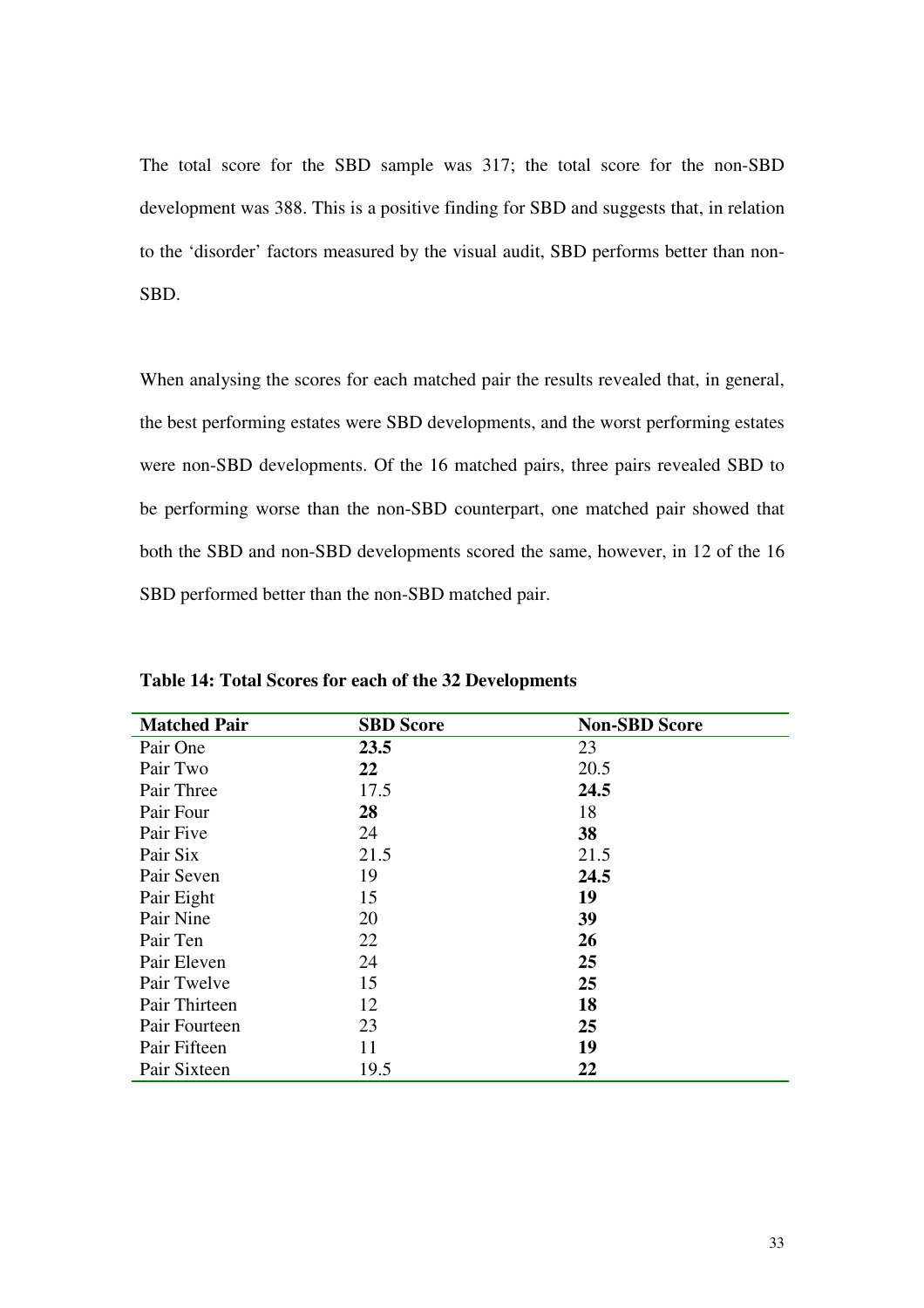The total score for the SBD sample was 317; the total score for the non-SBD development was 388. This is a positive finding for SBD and suggests that, in relation to the 'disorder' factors measured by the visual audit, SBD performs better than non-SBD.

When analysing the scores for each matched pair the results revealed that, in general, the best performing estates were SBD developments, and the worst performing estates were non-SBD developments. Of the 16 matched pairs, three pairs revealed SBD to be performing worse than the non-SBD counterpart, one matched pair showed that both the SBD and non-SBD developments scored the same, however, in 12 of the 16 SBD performed better than the non-SBD matched pair.

**Table 14: Total Scores for each of the 32 Developments**

| Matched Pair | SBD Score | Non-SBD Score |
|---|---|---|
| Pair One | **23.5** | 23 |
| Pair Two | **22** | 20.5 |
| Pair Three | 17.5 | **24.5** |
| Pair Four | **28** | 18 |
| Pair Five | 24 | **38** |
| Pair Six | 21.5 | 21.5 |
| Pair Seven | 19 | **24.5** |
| Pair Eight | 15 | **19** |
| Pair Nine | 20 | **39** |
| Pair Ten | 22 | **26** |
| Pair Eleven | 24 | **25** |
| Pair Twelve | 15 | **25** |
| Pair Thirteen | 12 | **18** |
| Pair Fourteen | 23 | **25** |
| Pair Fifteen | 11 | **19** |
| Pair Sixteen | 19.5 | **22** |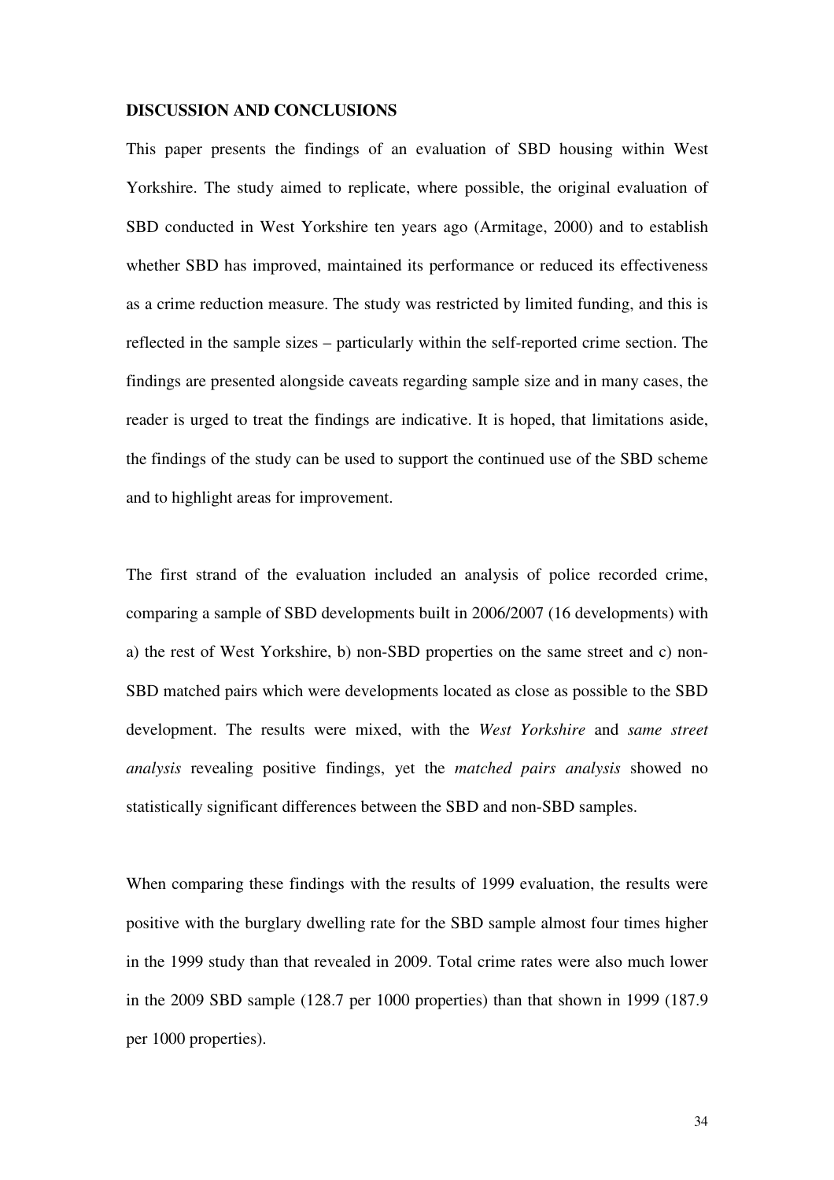## DISCUSSION AND CONCLUSIONS

This paper presents the findings of an evaluation of SBD housing within West Yorkshire. The study aimed to replicate, where possible, the original evaluation of SBD conducted in West Yorkshire ten years ago (Armitage, 2000) and to establish whether SBD has improved, maintained its performance or reduced its effectiveness as a crime reduction measure. The study was restricted by limited funding, and this is reflected in the sample sizes – particularly within the self-reported crime section. The findings are presented alongside caveats regarding sample size and in many cases, the reader is urged to treat the findings are indicative. It is hoped, that limitations aside, the findings of the study can be used to support the continued use of the SBD scheme and to highlight areas for improvement.

The first strand of the evaluation included an analysis of police recorded crime, comparing a sample of SBD developments built in 2006/2007 (16 developments) with a) the rest of West Yorkshire, b) non-SBD properties on the same street and c) non-SBD matched pairs which were developments located as close as possible to the SBD development. The results were mixed, with the *West Yorkshire* and *same street analysis* revealing positive findings, yet the *matched pairs analysis* showed no statistically significant differences between the SBD and non-SBD samples.

When comparing these findings with the results of 1999 evaluation, the results were positive with the burglary dwelling rate for the SBD sample almost four times higher in the 1999 study than that revealed in 2009. Total crime rates were also much lower in the 2009 SBD sample (128.7 per 1000 properties) than that shown in 1999 (187.9 per 1000 properties).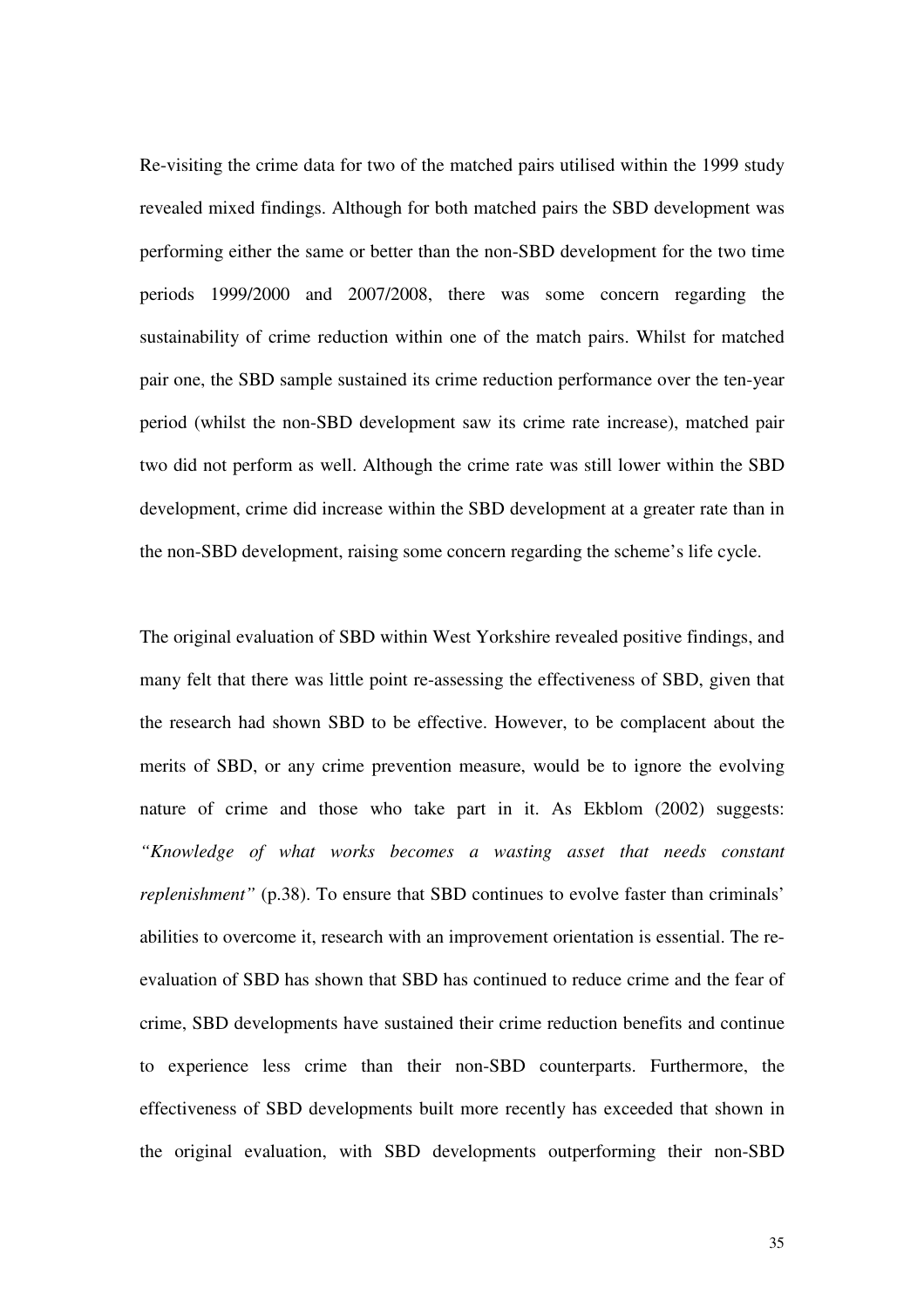Re-visiting the crime data for two of the matched pairs utilised within the 1999 study revealed mixed findings. Although for both matched pairs the SBD development was performing either the same or better than the non-SBD development for the two time periods 1999/2000 and 2007/2008, there was some concern regarding the sustainability of crime reduction within one of the match pairs. Whilst for matched pair one, the SBD sample sustained its crime reduction performance over the ten-year period (whilst the non-SBD development saw its crime rate increase), matched pair two did not perform as well. Although the crime rate was still lower within the SBD development, crime did increase within the SBD development at a greater rate than in the non-SBD development, raising some concern regarding the scheme's life cycle.

The original evaluation of SBD within West Yorkshire revealed positive findings, and many felt that there was little point re-assessing the effectiveness of SBD, given that the research had shown SBD to be effective. However, to be complacent about the merits of SBD, or any crime prevention measure, would be to ignore the evolving nature of crime and those who take part in it. As Ekblom (2002) suggests: *"Knowledge of what works becomes a wasting asset that needs constant replenishment"* (p.38). To ensure that SBD continues to evolve faster than criminals' abilities to overcome it, research with an improvement orientation is essential. The re-evaluation of SBD has shown that SBD has continued to reduce crime and the fear of crime, SBD developments have sustained their crime reduction benefits and continue to experience less crime than their non-SBD counterparts. Furthermore, the effectiveness of SBD developments built more recently has exceeded that shown in the original evaluation, with SBD developments outperforming their non-SBD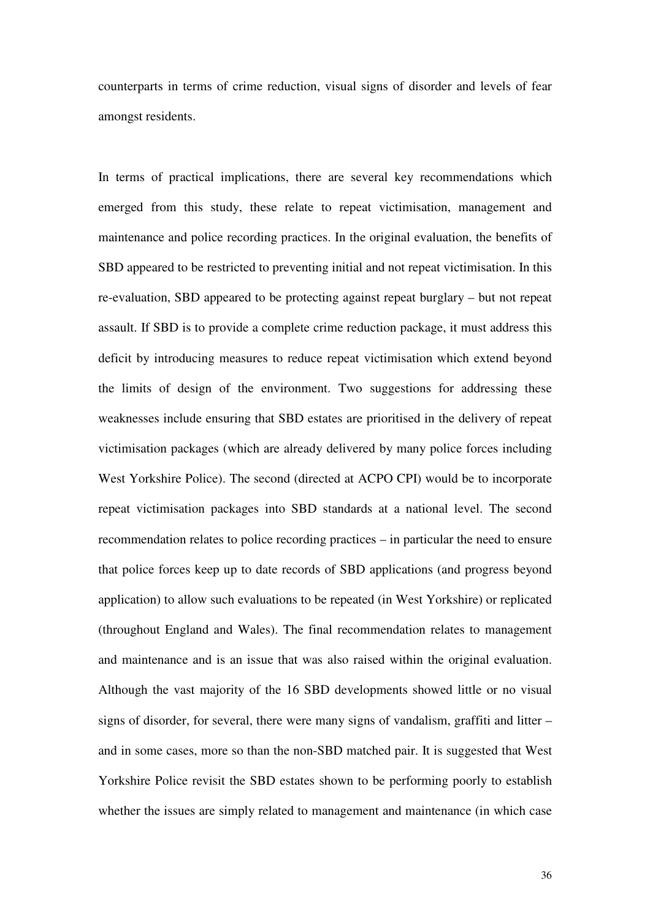counterparts in terms of crime reduction, visual signs of disorder and levels of fear amongst residents.

In terms of practical implications, there are several key recommendations which emerged from this study, these relate to repeat victimisation, management and maintenance and police recording practices. In the original evaluation, the benefits of SBD appeared to be restricted to preventing initial and not repeat victimisation. In this re-evaluation, SBD appeared to be protecting against repeat burglary – but not repeat assault. If SBD is to provide a complete crime reduction package, it must address this deficit by introducing measures to reduce repeat victimisation which extend beyond the limits of design of the environment. Two suggestions for addressing these weaknesses include ensuring that SBD estates are prioritised in the delivery of repeat victimisation packages (which are already delivered by many police forces including West Yorkshire Police). The second (directed at ACPO CPI) would be to incorporate repeat victimisation packages into SBD standards at a national level. The second recommendation relates to police recording practices – in particular the need to ensure that police forces keep up to date records of SBD applications (and progress beyond application) to allow such evaluations to be repeated (in West Yorkshire) or replicated (throughout England and Wales). The final recommendation relates to management and maintenance and is an issue that was also raised within the original evaluation. Although the vast majority of the 16 SBD developments showed little or no visual signs of disorder, for several, there were many signs of vandalism, graffiti and litter – and in some cases, more so than the non-SBD matched pair. It is suggested that West Yorkshire Police revisit the SBD estates shown to be performing poorly to establish whether the issues are simply related to management and maintenance (in which case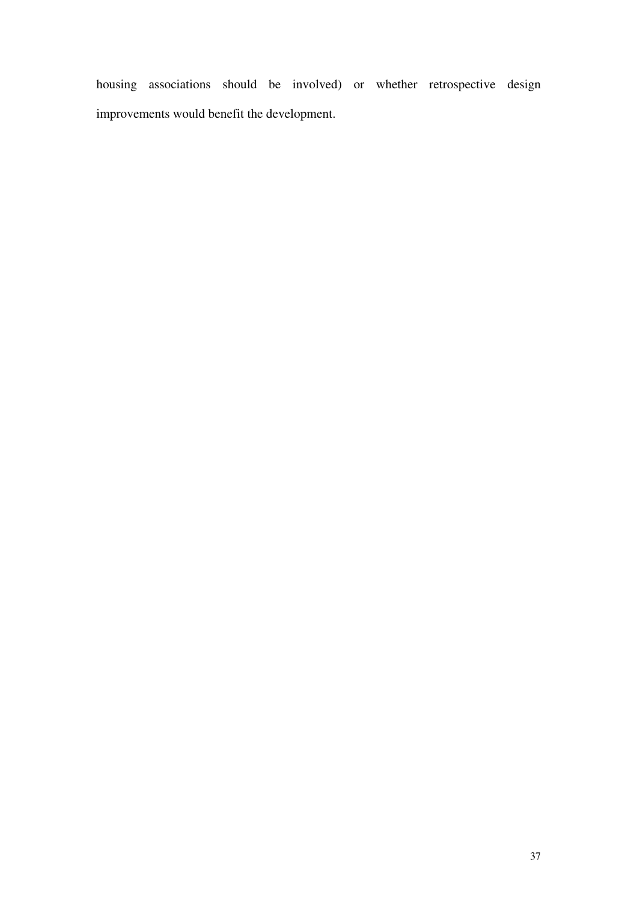housing associations should be involved) or whether retrospective design improvements would benefit the development.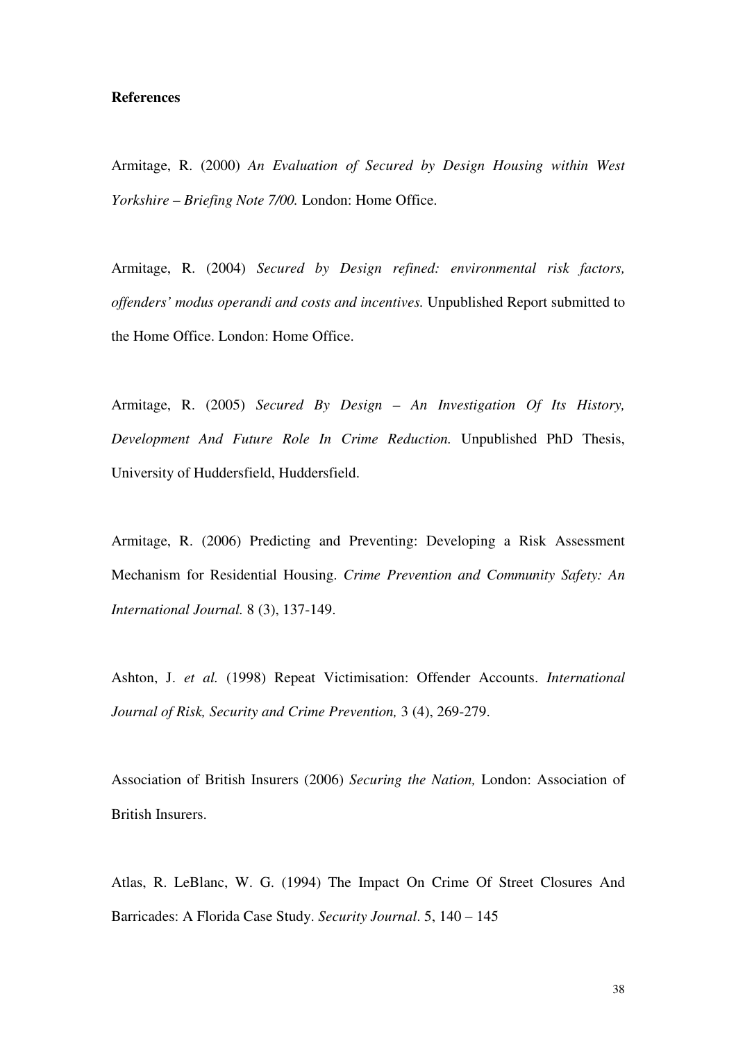**References**

Armitage, R. (2000) *An Evaluation of Secured by Design Housing within West Yorkshire – Briefing Note 7/00.* London: Home Office.

Armitage, R. (2004) *Secured by Design refined: environmental risk factors, offenders' modus operandi and costs and incentives.* Unpublished Report submitted to the Home Office. London: Home Office.

Armitage, R. (2005) *Secured By Design – An Investigation Of Its History, Development And Future Role In Crime Reduction.* Unpublished PhD Thesis, University of Huddersfield, Huddersfield.

Armitage, R. (2006) Predicting and Preventing: Developing a Risk Assessment Mechanism for Residential Housing. *Crime Prevention and Community Safety: An International Journal.* 8 (3), 137-149.

Ashton, J. *et al.* (1998) Repeat Victimisation: Offender Accounts. *International Journal of Risk, Security and Crime Prevention,* 3 (4), 269-279.

Association of British Insurers (2006) *Securing the Nation,* London: Association of British Insurers.

Atlas, R. LeBlanc, W. G. (1994) The Impact On Crime Of Street Closures And Barricades: A Florida Case Study. *Security Journal*. 5, 140 – 145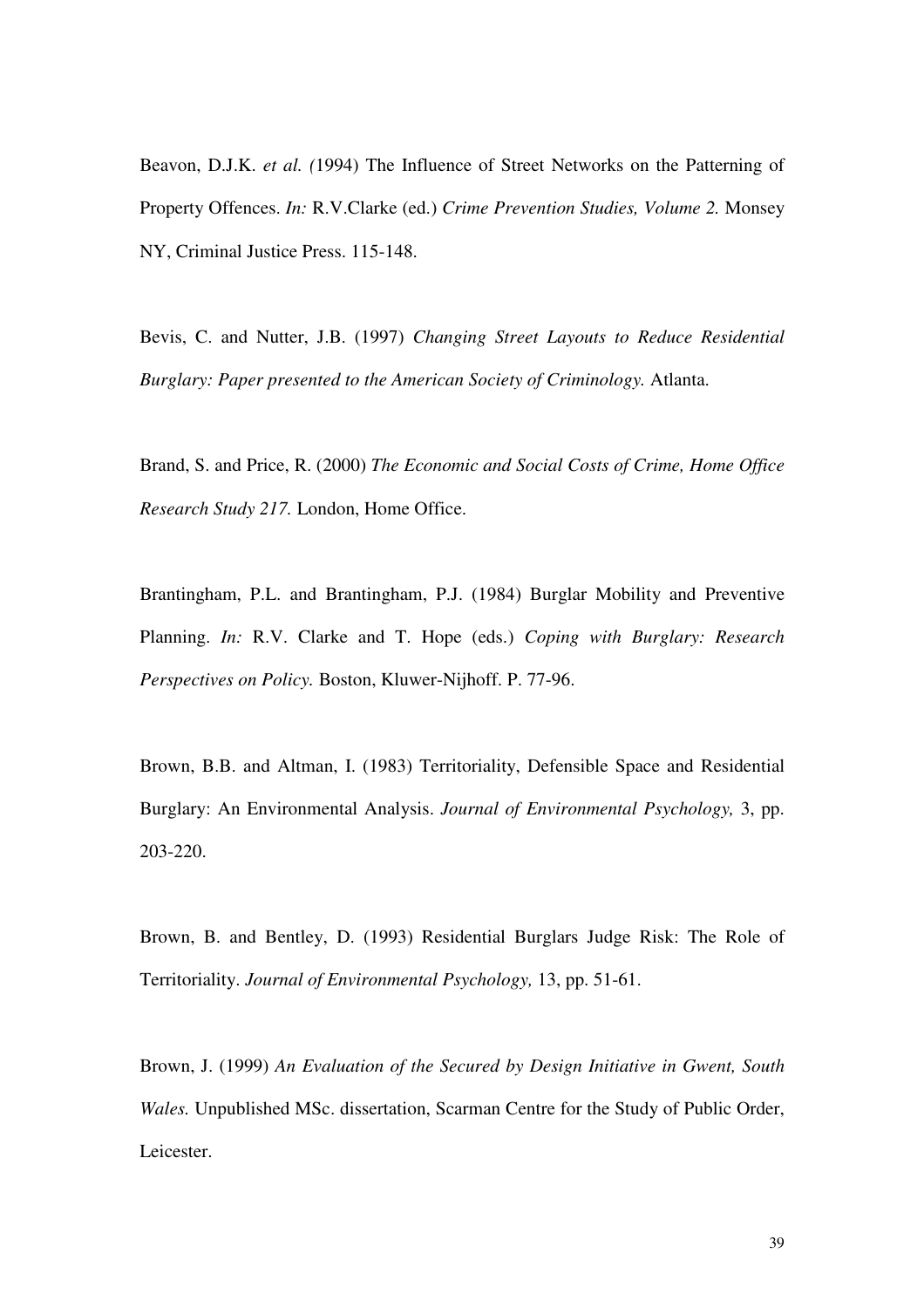Beavon, D.J.K. *et al. (*1994) The Influence of Street Networks on the Patterning of Property Offences. *In:* R.V.Clarke (ed.) *Crime Prevention Studies, Volume 2.* Monsey NY, Criminal Justice Press. 115-148.

Bevis, C. and Nutter, J.B. (1997) *Changing Street Layouts to Reduce Residential Burglary: Paper presented to the American Society of Criminology.* Atlanta.

Brand, S. and Price, R. (2000) *The Economic and Social Costs of Crime, Home Office Research Study 217.* London, Home Office.

Brantingham, P.L. and Brantingham, P.J. (1984) Burglar Mobility and Preventive Planning. *In:* R.V. Clarke and T. Hope (eds.) *Coping with Burglary: Research Perspectives on Policy.* Boston, Kluwer-Nijhoff. P. 77-96.

Brown, B.B. and Altman, I. (1983) Territoriality, Defensible Space and Residential Burglary: An Environmental Analysis. *Journal of Environmental Psychology,* 3, pp. 203-220.

Brown, B. and Bentley, D. (1993) Residential Burglars Judge Risk: The Role of Territoriality. *Journal of Environmental Psychology,* 13, pp. 51-61.

Brown, J. (1999) *An Evaluation of the Secured by Design Initiative in Gwent, South Wales.* Unpublished MSc. dissertation, Scarman Centre for the Study of Public Order, Leicester.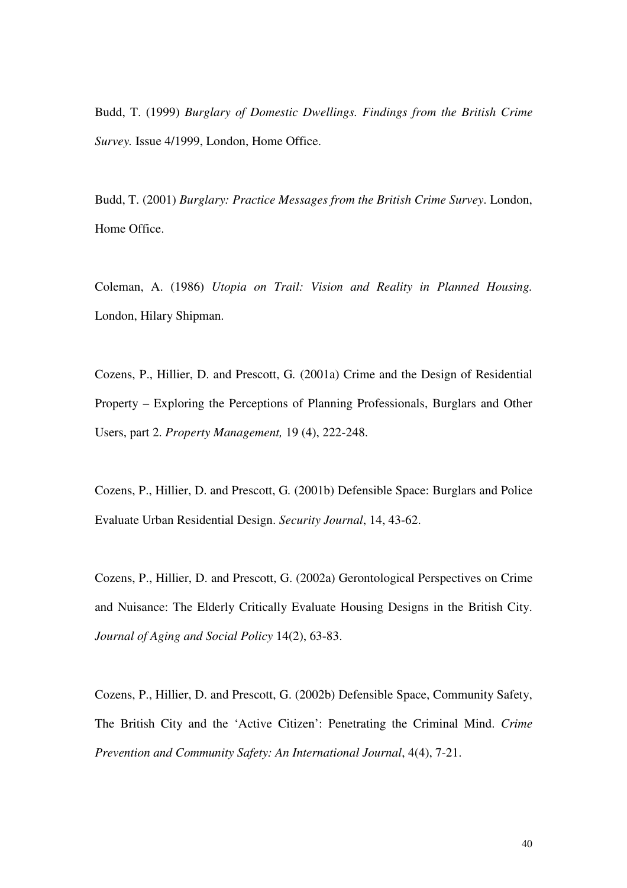Budd, T. (1999) *Burglary of Domestic Dwellings. Findings from the British Crime Survey.* Issue 4/1999, London, Home Office.

Budd, T. (2001) *Burglary: Practice Messages from the British Crime Survey*. London, Home Office.

Coleman, A. (1986) *Utopia on Trail: Vision and Reality in Planned Housing.* London, Hilary Shipman.

Cozens, P., Hillier, D. and Prescott, G. (2001a) Crime and the Design of Residential Property – Exploring the Perceptions of Planning Professionals, Burglars and Other Users, part 2. *Property Management,* 19 (4), 222-248.

Cozens, P., Hillier, D. and Prescott, G. (2001b) Defensible Space: Burglars and Police Evaluate Urban Residential Design. *Security Journal*, 14, 43-62.

Cozens, P., Hillier, D. and Prescott, G. (2002a) Gerontological Perspectives on Crime and Nuisance: The Elderly Critically Evaluate Housing Designs in the British City. *Journal of Aging and Social Policy* 14(2), 63-83.

Cozens, P., Hillier, D. and Prescott, G. (2002b) Defensible Space, Community Safety, The British City and the 'Active Citizen': Penetrating the Criminal Mind. *Crime Prevention and Community Safety: An International Journal*, 4(4), 7-21.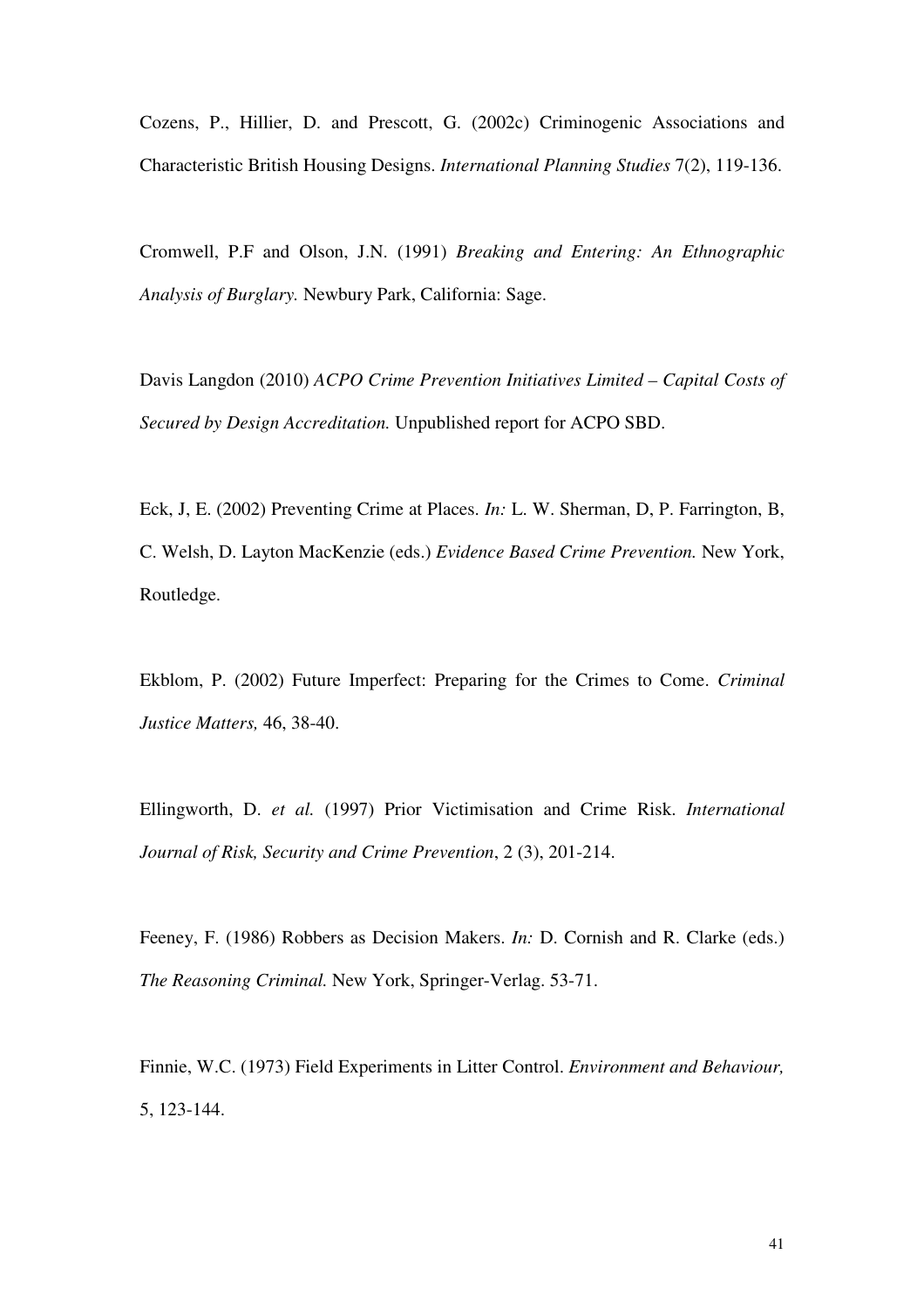Cozens, P., Hillier, D. and Prescott, G. (2002c) Criminogenic Associations and Characteristic British Housing Designs. *International Planning Studies* 7(2), 119-136.

Cromwell, P.F and Olson, J.N. (1991) *Breaking and Entering: An Ethnographic Analysis of Burglary.* Newbury Park, California: Sage.

Davis Langdon (2010) *ACPO Crime Prevention Initiatives Limited – Capital Costs of Secured by Design Accreditation.* Unpublished report for ACPO SBD.

Eck, J, E. (2002) Preventing Crime at Places. *In:* L. W. Sherman, D, P. Farrington, B, C. Welsh, D. Layton MacKenzie (eds.) *Evidence Based Crime Prevention.* New York, Routledge.

Ekblom, P. (2002) Future Imperfect: Preparing for the Crimes to Come. *Criminal Justice Matters,* 46, 38-40.

Ellingworth, D. *et al.* (1997) Prior Victimisation and Crime Risk. *International Journal of Risk, Security and Crime Prevention*, 2 (3), 201-214.

Feeney, F. (1986) Robbers as Decision Makers. *In:* D. Cornish and R. Clarke (eds.) *The Reasoning Criminal.* New York, Springer-Verlag. 53-71.

Finnie, W.C. (1973) Field Experiments in Litter Control. *Environment and Behaviour,* 5, 123-144.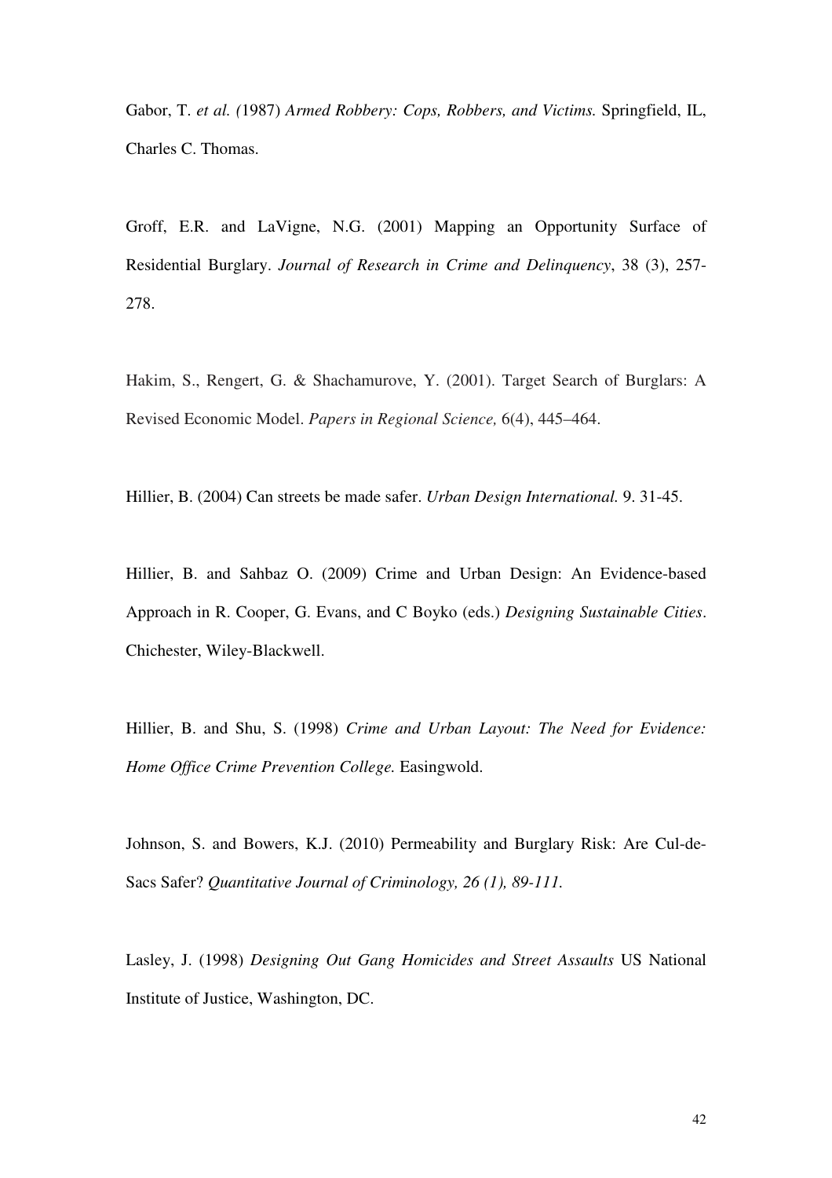Gabor, T. *et al. (*1987) *Armed Robbery: Cops, Robbers, and Victims.* Springfield, IL, Charles C. Thomas.

Groff, E.R. and LaVigne, N.G. (2001) Mapping an Opportunity Surface of Residential Burglary. *Journal of Research in Crime and Delinquency*, 38 (3), 257-278.

Hakim, S., Rengert, G. & Shachamurove, Y. (2001). Target Search of Burglars: A Revised Economic Model. *Papers in Regional Science,* 6(4), 445–464.

Hillier, B. (2004) Can streets be made safer. *Urban Design International.* 9. 31-45.

Hillier, B. and Sahbaz O. (2009) Crime and Urban Design: An Evidence-based Approach in R. Cooper, G. Evans, and C Boyko (eds.) *Designing Sustainable Cities*. Chichester, Wiley-Blackwell.

Hillier, B. and Shu, S. (1998) *Crime and Urban Layout: The Need for Evidence: Home Office Crime Prevention College.* Easingwold.

Johnson, S. and Bowers, K.J. (2010) Permeability and Burglary Risk: Are Cul-de-Sacs Safer? *Quantitative Journal of Criminology, 26 (1), 89-111.*

Lasley, J. (1998) *Designing Out Gang Homicides and Street Assaults* US National Institute of Justice, Washington, DC.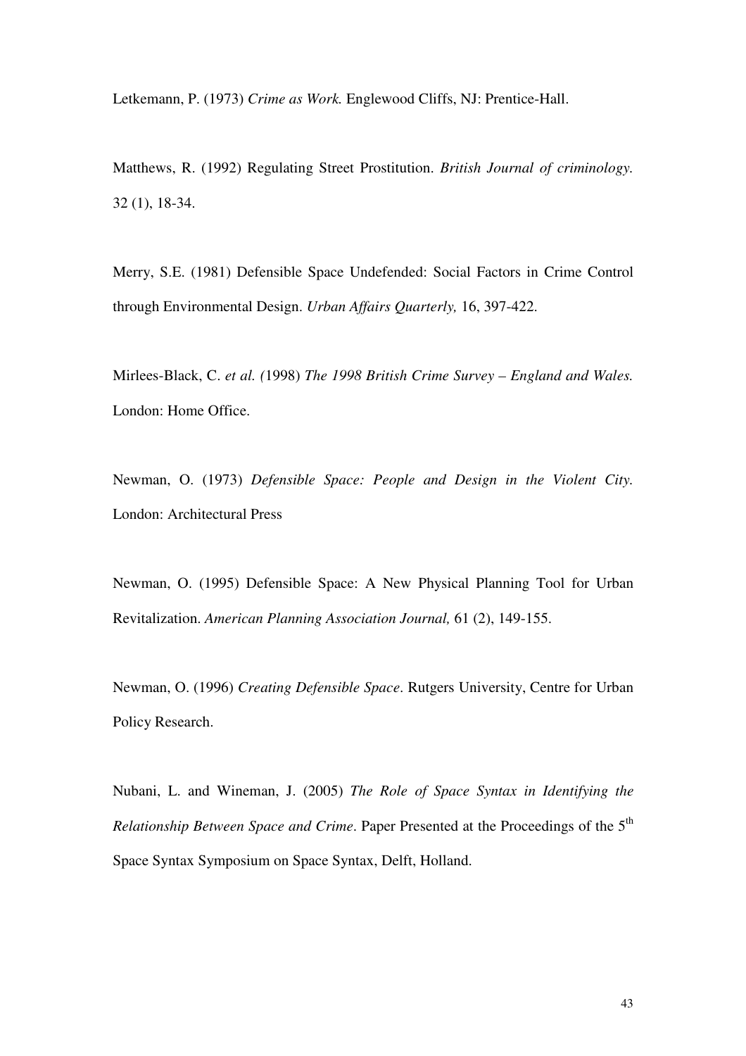Letkemann, P. (1973) *Crime as Work.* Englewood Cliffs, NJ: Prentice-Hall.

Matthews, R. (1992) Regulating Street Prostitution. *British Journal of criminology.* 32 (1), 18-34.

Merry, S.E. (1981) Defensible Space Undefended: Social Factors in Crime Control through Environmental Design. *Urban Affairs Quarterly,* 16, 397-422.

Mirlees-Black, C. *et al. (*1998) *The 1998 British Crime Survey – England and Wales.* London: Home Office.

Newman, O. (1973) *Defensible Space: People and Design in the Violent City.* London: Architectural Press

Newman, O. (1995) Defensible Space: A New Physical Planning Tool for Urban Revitalization. *American Planning Association Journal,* 61 (2), 149-155.

Newman, O. (1996) *Creating Defensible Space*. Rutgers University, Centre for Urban Policy Research.

Nubani, L. and Wineman, J. (2005) *The Role of Space Syntax in Identifying the Relationship Between Space and Crime*. Paper Presented at the Proceedings of the 5th Space Syntax Symposium on Space Syntax, Delft, Holland.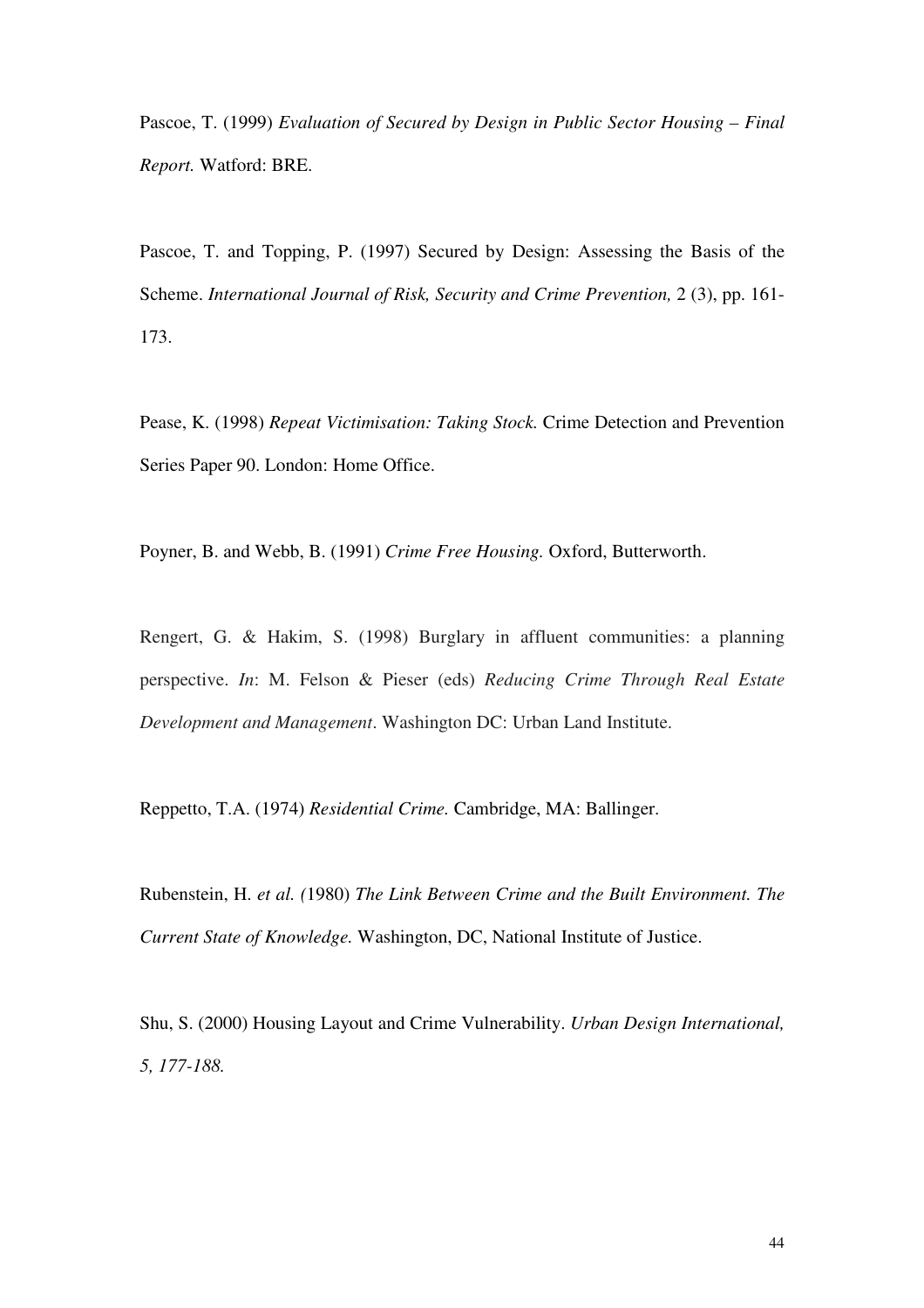Pascoe, T. (1999) *Evaluation of Secured by Design in Public Sector Housing – Final Report.* Watford: BRE.

Pascoe, T. and Topping, P. (1997) Secured by Design: Assessing the Basis of the Scheme. *International Journal of Risk, Security and Crime Prevention,* 2 (3), pp. 161-173.

Pease, K. (1998) *Repeat Victimisation: Taking Stock.* Crime Detection and Prevention Series Paper 90. London: Home Office.

Poyner, B. and Webb, B. (1991) *Crime Free Housing.* Oxford, Butterworth.

Rengert, G. & Hakim, S. (1998) Burglary in affluent communities: a planning perspective. *In*: M. Felson & Pieser (eds) *Reducing Crime Through Real Estate Development and Management*. Washington DC: Urban Land Institute.

Reppetto, T.A. (1974) *Residential Crime.* Cambridge, MA: Ballinger.

Rubenstein, H. *et al. (*1980) *The Link Between Crime and the Built Environment. The Current State of Knowledge.* Washington, DC, National Institute of Justice.

Shu, S. (2000) Housing Layout and Crime Vulnerability. *Urban Design International, 5, 177-188.*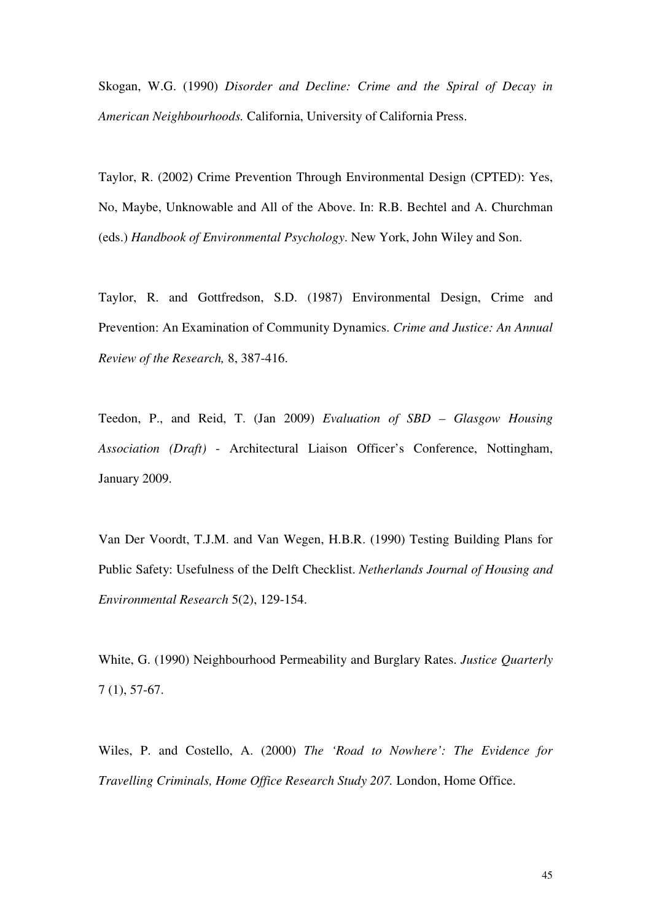Skogan, W.G. (1990) *Disorder and Decline: Crime and the Spiral of Decay in American Neighbourhoods.* California, University of California Press.

Taylor, R. (2002) Crime Prevention Through Environmental Design (CPTED): Yes, No, Maybe, Unknowable and All of the Above. In: R.B. Bechtel and A. Churchman (eds.) *Handbook of Environmental Psychology*. New York, John Wiley and Son.

Taylor, R. and Gottfredson, S.D. (1987) Environmental Design, Crime and Prevention: An Examination of Community Dynamics. *Crime and Justice: An Annual Review of the Research,* 8, 387-416.

Teedon, P., and Reid, T. (Jan 2009) *Evaluation of SBD – Glasgow Housing Association (Draft)* - Architectural Liaison Officer's Conference, Nottingham, January 2009.

Van Der Voordt, T.J.M. and Van Wegen, H.B.R. (1990) Testing Building Plans for Public Safety: Usefulness of the Delft Checklist. *Netherlands Journal of Housing and Environmental Research* 5(2), 129-154.

White, G. (1990) Neighbourhood Permeability and Burglary Rates. *Justice Quarterly* 7 (1), 57-67.

Wiles, P. and Costello, A. (2000) *The 'Road to Nowhere': The Evidence for Travelling Criminals, Home Office Research Study 207.* London, Home Office.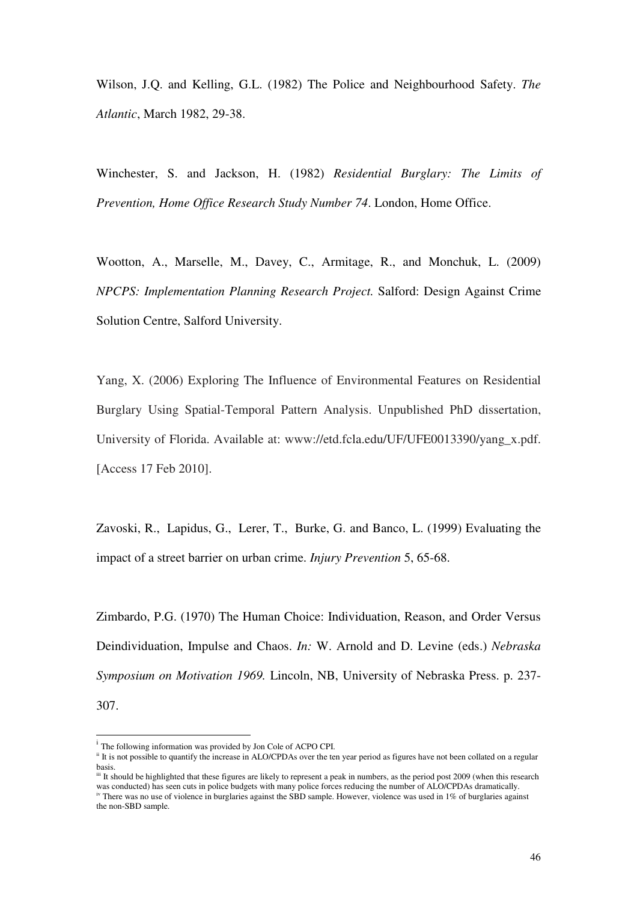Wilson, J.Q. and Kelling, G.L. (1982) The Police and Neighbourhood Safety. *The Atlantic*, March 1982, 29-38.

Winchester, S. and Jackson, H. (1982) *Residential Burglary: The Limits of Prevention, Home Office Research Study Number 74*. London, Home Office.

Wootton, A., Marselle, M., Davey, C., Armitage, R., and Monchuk, L. (2009) *NPCPS: Implementation Planning Research Project.* Salford: Design Against Crime Solution Centre, Salford University.

Yang, X. (2006) Exploring The Influence of Environmental Features on Residential Burglary Using Spatial-Temporal Pattern Analysis. Unpublished PhD dissertation, University of Florida. Available at: www://etd.fcla.edu/UF/UFE0013390/yang_x.pdf. [Access 17 Feb 2010].

Zavoski, R., Lapidus, G., Lerer, T., Burke, G. and Banco, L. (1999) Evaluating the impact of a street barrier on urban crime. *Injury Prevention* 5, 65-68.

Zimbardo, P.G. (1970) The Human Choice: Individuation, Reason, and Order Versus Deindividuation, Impulse and Chaos. *In:* W. Arnold and D. Levine (eds.) *Nebraska Symposium on Motivation 1969.* Lincoln, NB, University of Nebraska Press. p. 237-307.

---

[i] The following information was provided by Jon Cole of ACPO CPI.

[ii] It is not possible to quantify the increase in ALO/CPDAs over the ten year period as figures have not been collated on a regular basis.

[iii] It should be highlighted that these figures are likely to represent a peak in numbers, as the period post 2009 (when this research was conducted) has seen cuts in police budgets with many police forces reducing the number of ALO/CPDAs dramatically.

[iv] There was no use of violence in burglaries against the SBD sample. However, violence was used in 1% of burglaries against the non-SBD sample.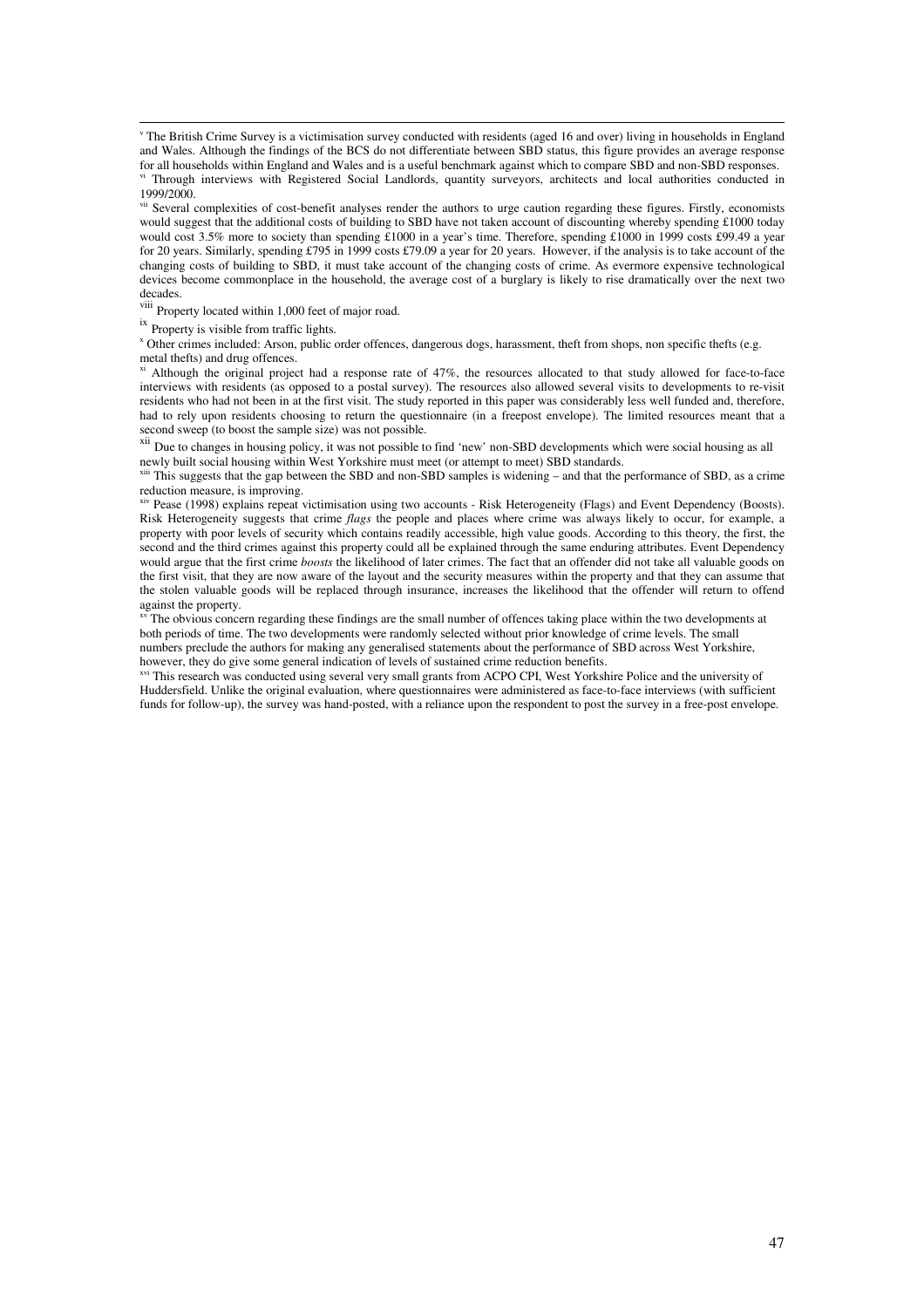[v] The British Crime Survey is a victimisation survey conducted with residents (aged 16 and over) living in households in England and Wales. Although the findings of the BCS do not differentiate between SBD status, this figure provides an average response for all households within England and Wales and is a useful benchmark against which to compare SBD and non-SBD responses.

[vi] Through interviews with Registered Social Landlords, quantity surveyors, architects and local authorities conducted in 1999/2000.

[vii] Several complexities of cost-benefit analyses render the authors to urge caution regarding these figures. Firstly, economists would suggest that the additional costs of building to SBD have not taken account of discounting whereby spending £1000 today would cost 3.5% more to society than spending £1000 in a year's time. Therefore, spending £1000 in 1999 costs £99.49 a year for 20 years. Similarly, spending £795 in 1999 costs £79.09 a year for 20 years. However, if the analysis is to take account of the changing costs of building to SBD, it must take account of the changing costs of crime. As evermore expensive technological devices become commonplace in the household, the average cost of a burglary is likely to rise dramatically over the next two decades.

[viii] Property located within 1,000 feet of major road.

[ix] Property is visible from traffic lights.

[x] Other crimes included: Arson, public order offences, dangerous dogs, harassment, theft from shops, non specific thefts (e.g. metal thefts) and drug offences.

[xi] Although the original project had a response rate of 47%, the resources allocated to that study allowed for face-to-face interviews with residents (as opposed to a postal survey). The resources also allowed several visits to developments to re-visit residents who had not been in at the first visit. The study reported in this paper was considerably less well funded and, therefore, had to rely upon residents choosing to return the questionnaire (in a freepost envelope). The limited resources meant that a second sweep (to boost the sample size) was not possible.

[xii] Due to changes in housing policy, it was not possible to find 'new' non-SBD developments which were social housing as all newly built social housing within West Yorkshire must meet (or attempt to meet) SBD standards.

[xiii] This suggests that the gap between the SBD and non-SBD samples is widening – and that the performance of SBD, as a crime reduction measure, is improving.

[xiv] Pease (1998) explains repeat victimisation using two accounts - Risk Heterogeneity (Flags) and Event Dependency (Boosts). Risk Heterogeneity suggests that crime *flags* the people and places where crime was always likely to occur, for example, a property with poor levels of security which contains readily accessible, high value goods. According to this theory, the first, the second and the third crimes against this property could all be explained through the same enduring attributes. Event Dependency would argue that the first crime *boosts* the likelihood of later crimes. The fact that an offender did not take all valuable goods on the first visit, that they are now aware of the layout and the security measures within the property and that they can assume that the stolen valuable goods will be replaced through insurance, increases the likelihood that the offender will return to offend against the property.

[xv] The obvious concern regarding these findings are the small number of offences taking place within the two developments at both periods of time. The two developments were randomly selected without prior knowledge of crime levels. The small numbers preclude the authors for making any generalised statements about the performance of SBD across West Yorkshire, however, they do give some general indication of levels of sustained crime reduction benefits.

[xvi] This research was conducted using several very small grants from ACPO CPI, West Yorkshire Police and the university of Huddersfield. Unlike the original evaluation, where questionnaires were administered as face-to-face interviews (with sufficient funds for follow-up), the survey was hand-posted, with a reliance upon the respondent to post the survey in a free-post envelope.